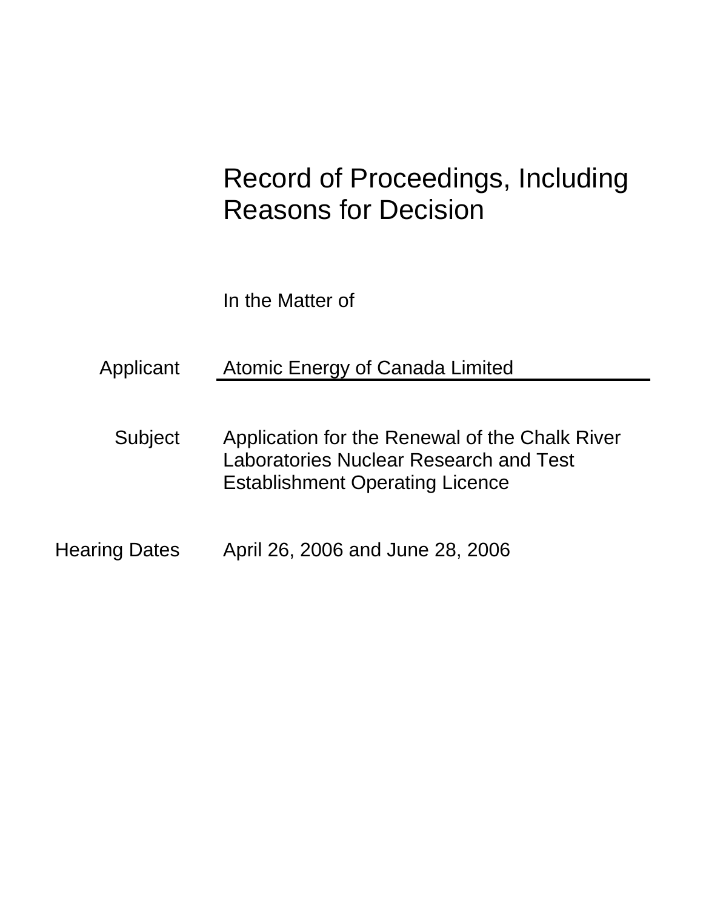# Record of Proceedings, Including Reasons for Decision

In the Matter of

| | |
|---|---|
| Applicant | Atomic Energy of Canada Limited |
| Subject | Application for the Renewal of the Chalk River Laboratories Nuclear Research and Test Establishment Operating Licence |
| Hearing Dates | April 26, 2006 and June 28, 2006 |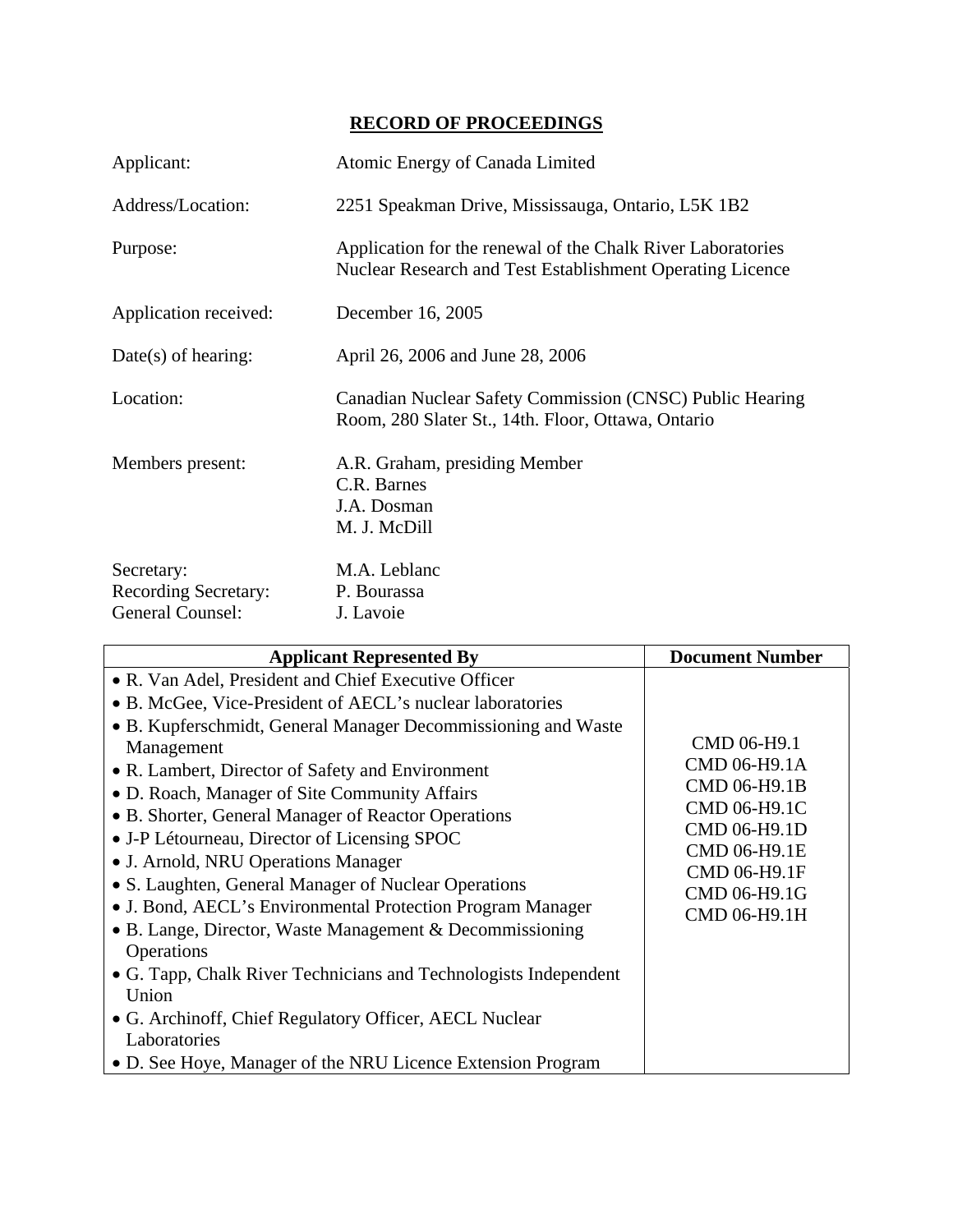# RECORD OF PROCEEDINGS

| | |
|---|---|
| Applicant: | Atomic Energy of Canada Limited |
| Address/Location: | 2251 Speakman Drive, Mississauga, Ontario, L5K 1B2 |
| Purpose: | Application for the renewal of the Chalk River Laboratories Nuclear Research and Test Establishment Operating Licence |
| Application received: | December 16, 2005 |
| Date(s) of hearing: | April 26, 2006 and June 28, 2006 |
| Location: | Canadian Nuclear Safety Commission (CNSC) Public Hearing Room, 280 Slater St., 14th. Floor, Ottawa, Ontario |
| Members present: | A.R. Graham, presiding Member<br>C.R. Barnes<br>J.A. Dosman<br>M. J. McDill |
| Secretary: | M.A. Leblanc |
| Recording Secretary: | P. Bourassa |
| General Counsel: | J. Lavoie |

| Applicant Represented By | Document Number |
|---|---|
| • R. Van Adel, President and Chief Executive Officer<br>• B. McGee, Vice-President of AECL's nuclear laboratories<br>• B. Kupferschmidt, General Manager Decommissioning and Waste Management<br>• R. Lambert, Director of Safety and Environment<br>• D. Roach, Manager of Site Community Affairs<br>• B. Shorter, General Manager of Reactor Operations<br>• J-P Létourneau, Director of Licensing SPOC<br>• J. Arnold, NRU Operations Manager<br>• S. Laughten, General Manager of Nuclear Operations<br>• J. Bond, AECL's Environmental Protection Program Manager<br>• B. Lange, Director, Waste Management & Decommissioning Operations<br>• G. Tapp, Chalk River Technicians and Technologists Independent Union<br>• G. Archinoff, Chief Regulatory Officer, AECL Nuclear Laboratories<br>• D. See Hoye, Manager of the NRU Licence Extension Program | CMD 06-H9.1<br>CMD 06-H9.1A<br>CMD 06-H9.1B<br>CMD 06-H9.1C<br>CMD 06-H9.1D<br>CMD 06-H9.1E<br>CMD 06-H9.1F<br>CMD 06-H9.1G<br>CMD 06-H9.1H |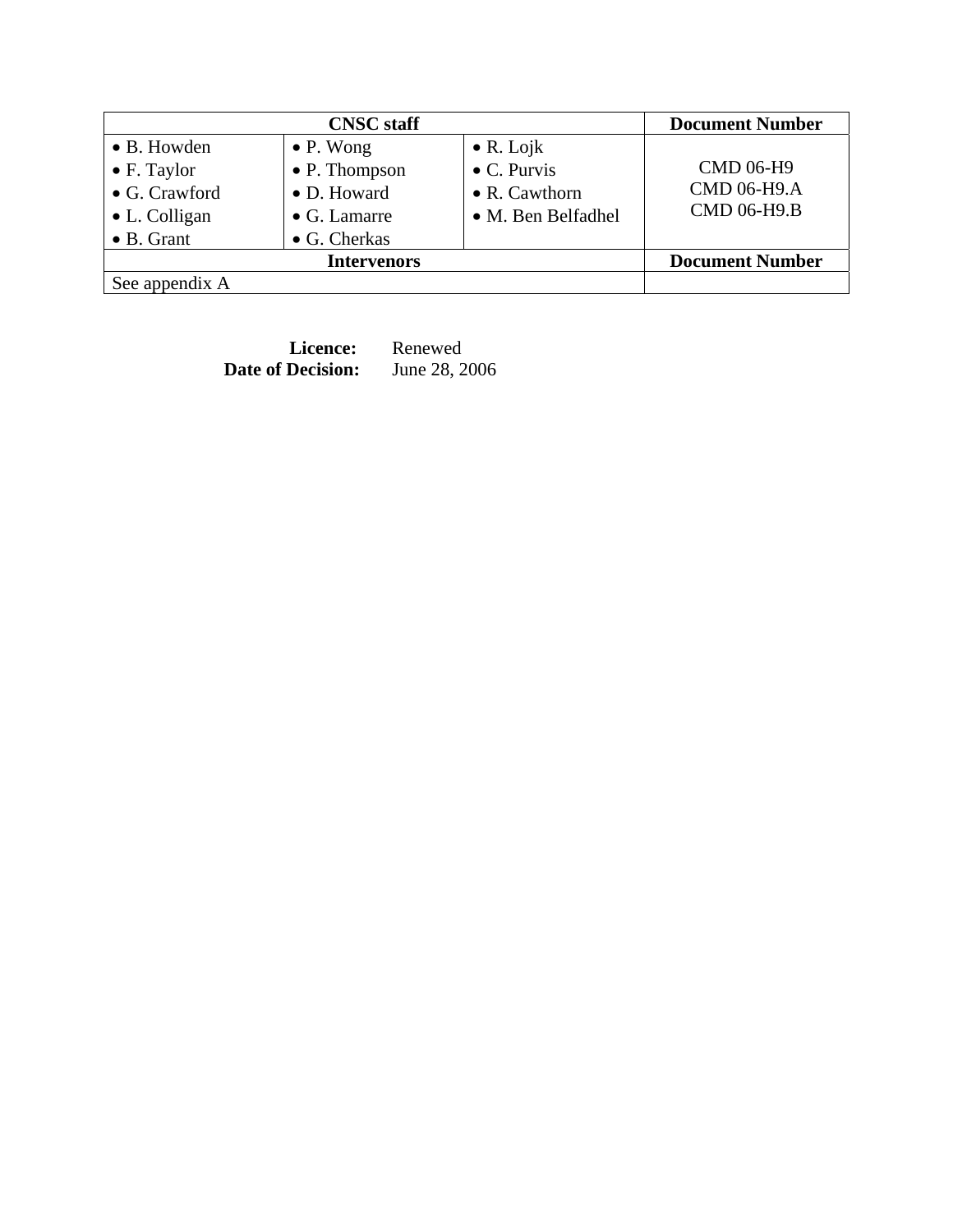| CNSC staff | | | Document Number |
|---|---|---|---|
| • B. Howden<br>• F. Taylor<br>• G. Crawford<br>• L. Colligan<br>• B. Grant | • P. Wong<br>• P. Thompson<br>• D. Howard<br>• G. Lamarre<br>• G. Cherkas | • R. Lojk<br>• C. Purvis<br>• R. Cawthorn<br>• M. Ben Belfadhel | CMD 06-H9<br>CMD 06-H9.A<br>CMD 06-H9.B |
| **Intervenors** | | | **Document Number** |
| See appendix A | | | |

**Licence:** Renewed
**Date of Decision:** June 28, 2006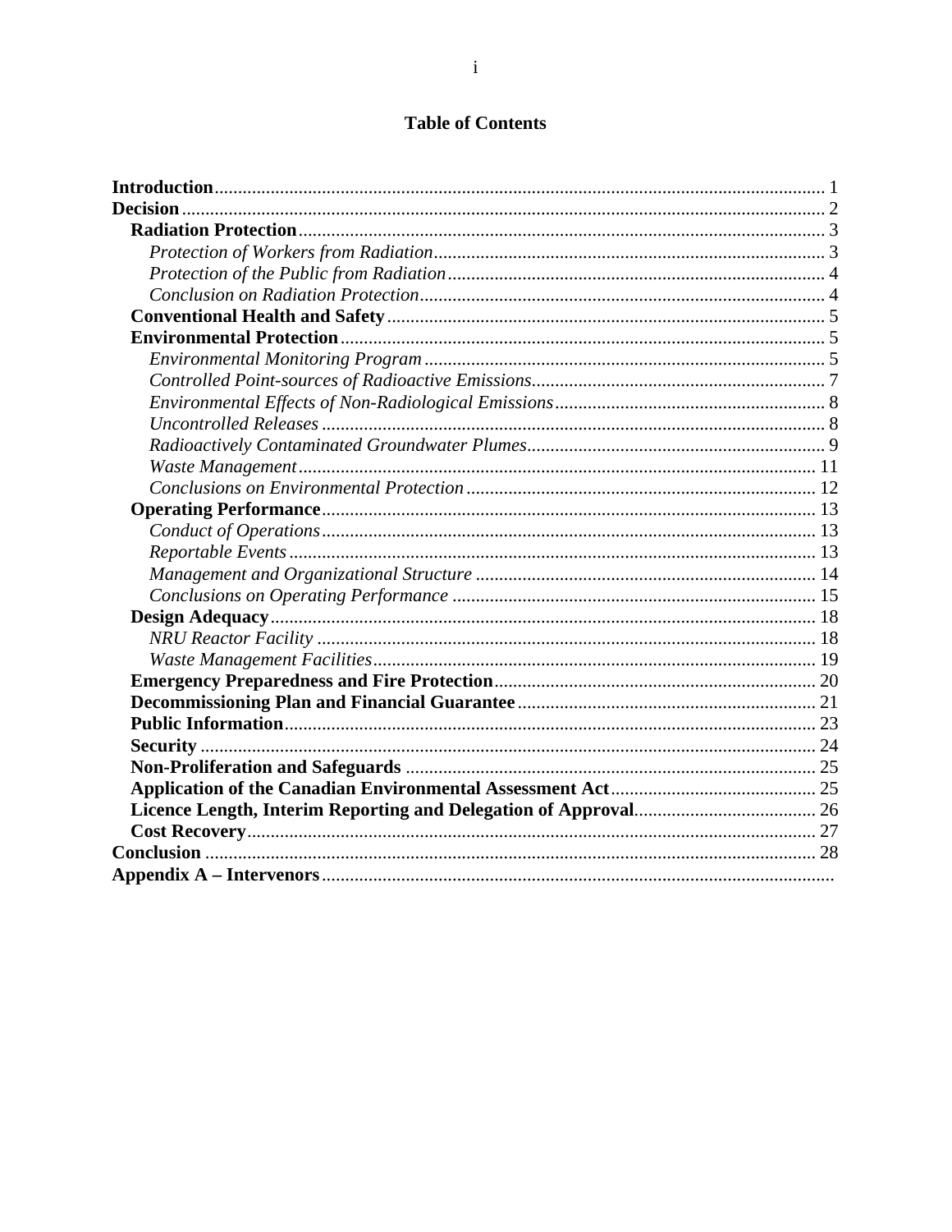# Table of Contents

**Introduction** .......... 1
**Decision** .......... 2
- **Radiation Protection** .......... 3
  - *Protection of Workers from Radiation* .......... 3
  - *Protection of the Public from Radiation* .......... 4
  - *Conclusion on Radiation Protection* .......... 4
- **Conventional Health and Safety** .......... 5
- **Environmental Protection** .......... 5
  - *Environmental Monitoring Program* .......... 5
  - *Controlled Point-sources of Radioactive Emissions* .......... 7
  - *Environmental Effects of Non-Radiological Emissions* .......... 8
  - *Uncontrolled Releases* .......... 8
  - *Radioactively Contaminated Groundwater Plumes* .......... 9
  - *Waste Management* .......... 11
  - *Conclusions on Environmental Protection* .......... 12
- **Operating Performance** .......... 13
  - *Conduct of Operations* .......... 13
  - *Reportable Events* .......... 13
  - *Management and Organizational Structure* .......... 14
  - *Conclusions on Operating Performance* .......... 15
- **Design Adequacy** .......... 18
  - *NRU Reactor Facility* .......... 18
  - *Waste Management Facilities* .......... 19
- **Emergency Preparedness and Fire Protection** .......... 20
- **Decommissioning Plan and Financial Guarantee** .......... 21
- **Public Information** .......... 23
- **Security** .......... 24
- **Non-Proliferation and Safeguards** .......... 25
- **Application of the Canadian Environmental Assessment Act** .......... 25
- **Licence Length, Interim Reporting and Delegation of Approval** .......... 26
- **Cost Recovery** .......... 27

**Conclusion** .......... 28
**Appendix A – Intervenors** ..........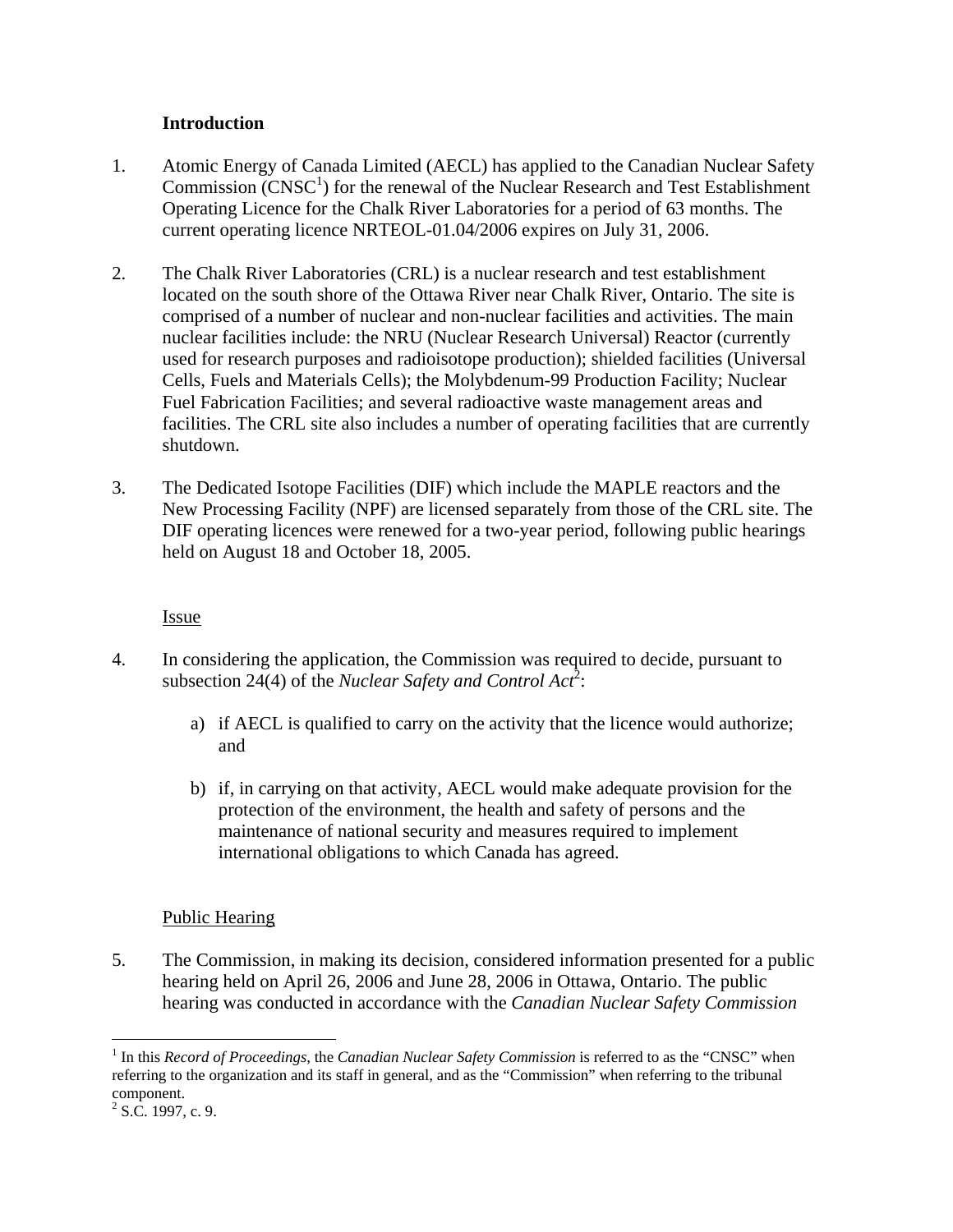**Introduction**

1. Atomic Energy of Canada Limited (AECL) has applied to the Canadian Nuclear Safety Commission (CNSC[1]) for the renewal of the Nuclear Research and Test Establishment Operating Licence for the Chalk River Laboratories for a period of 63 months. The current operating licence NRTEOL-01.04/2006 expires on July 31, 2006.

2. The Chalk River Laboratories (CRL) is a nuclear research and test establishment located on the south shore of the Ottawa River near Chalk River, Ontario. The site is comprised of a number of nuclear and non-nuclear facilities and activities. The main nuclear facilities include: the NRU (Nuclear Research Universal) Reactor (currently used for research purposes and radioisotope production); shielded facilities (Universal Cells, Fuels and Materials Cells); the Molybdenum-99 Production Facility; Nuclear Fuel Fabrication Facilities; and several radioactive waste management areas and facilities. The CRL site also includes a number of operating facilities that are currently shutdown.

3. The Dedicated Isotope Facilities (DIF) which include the MAPLE reactors and the New Processing Facility (NPF) are licensed separately from those of the CRL site. The DIF operating licences were renewed for a two-year period, following public hearings held on August 18 and October 18, 2005.

Issue

4. In considering the application, the Commission was required to decide, pursuant to subsection 24(4) of the *Nuclear Safety and Control Act*[2]:

   a) if AECL is qualified to carry on the activity that the licence would authorize; and

   b) if, in carrying on that activity, AECL would make adequate provision for the protection of the environment, the health and safety of persons and the maintenance of national security and measures required to implement international obligations to which Canada has agreed.

Public Hearing

5. The Commission, in making its decision, considered information presented for a public hearing held on April 26, 2006 and June 28, 2006 in Ottawa, Ontario. The public hearing was conducted in accordance with the *Canadian Nuclear Safety Commission*

---

[1] In this *Record of Proceedings*, the *Canadian Nuclear Safety Commission* is referred to as the "CNSC" when referring to the organization and its staff in general, and as the "Commission" when referring to the tribunal component.

[2] S.C. 1997, c. 9.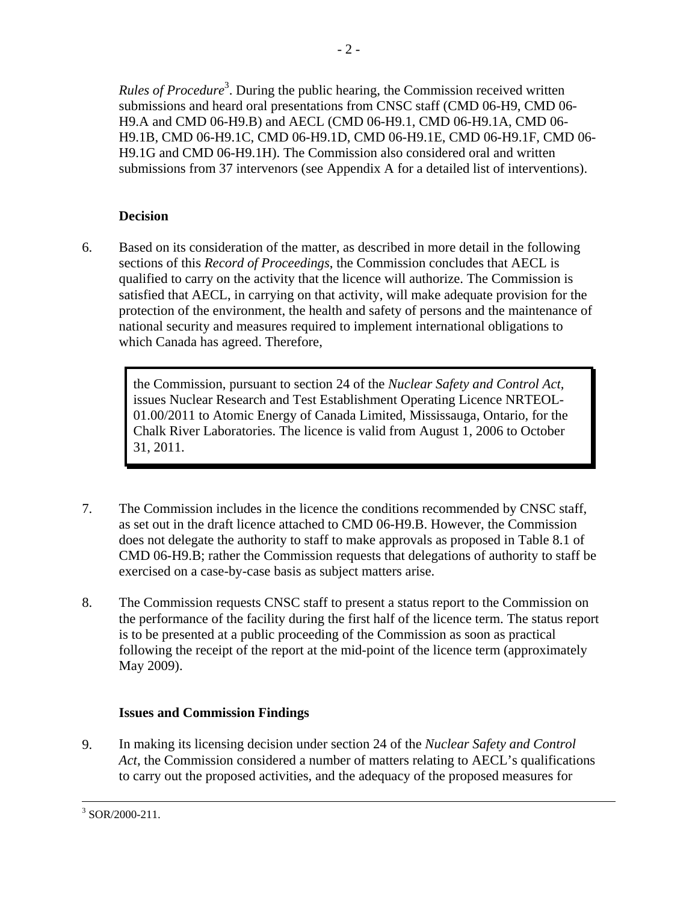*Rules of Procedure*[3]. During the public hearing, the Commission received written submissions and heard oral presentations from CNSC staff (CMD 06-H9, CMD 06-H9.A and CMD 06-H9.B) and AECL (CMD 06-H9.1, CMD 06-H9.1A, CMD 06-H9.1B, CMD 06-H9.1C, CMD 06-H9.1D, CMD 06-H9.1E, CMD 06-H9.1F, CMD 06-H9.1G and CMD 06-H9.1H). The Commission also considered oral and written submissions from 37 intervenors (see Appendix A for a detailed list of interventions).

### Decision

6. Based on its consideration of the matter, as described in more detail in the following sections of this *Record of Proceedings*, the Commission concludes that AECL is qualified to carry on the activity that the licence will authorize. The Commission is satisfied that AECL, in carrying on that activity, will make adequate provision for the protection of the environment, the health and safety of persons and the maintenance of national security and measures required to implement international obligations to which Canada has agreed. Therefore,

> the Commission, pursuant to section 24 of the *Nuclear Safety and Control Act*, issues Nuclear Research and Test Establishment Operating Licence NRTEOL-01.00/2011 to Atomic Energy of Canada Limited, Mississauga, Ontario, for the Chalk River Laboratories. The licence is valid from August 1, 2006 to October 31, 2011.

7. The Commission includes in the licence the conditions recommended by CNSC staff, as set out in the draft licence attached to CMD 06-H9.B. However, the Commission does not delegate the authority to staff to make approvals as proposed in Table 8.1 of CMD 06-H9.B; rather the Commission requests that delegations of authority to staff be exercised on a case-by-case basis as subject matters arise.

8. The Commission requests CNSC staff to present a status report to the Commission on the performance of the facility during the first half of the licence term. The status report is to be presented at a public proceeding of the Commission as soon as practical following the receipt of the report at the mid-point of the licence term (approximately May 2009).

### Issues and Commission Findings

9. In making its licensing decision under section 24 of the *Nuclear Safety and Control Act*, the Commission considered a number of matters relating to AECL's qualifications to carry out the proposed activities, and the adequacy of the proposed measures for

---

[3] SOR/2000-211.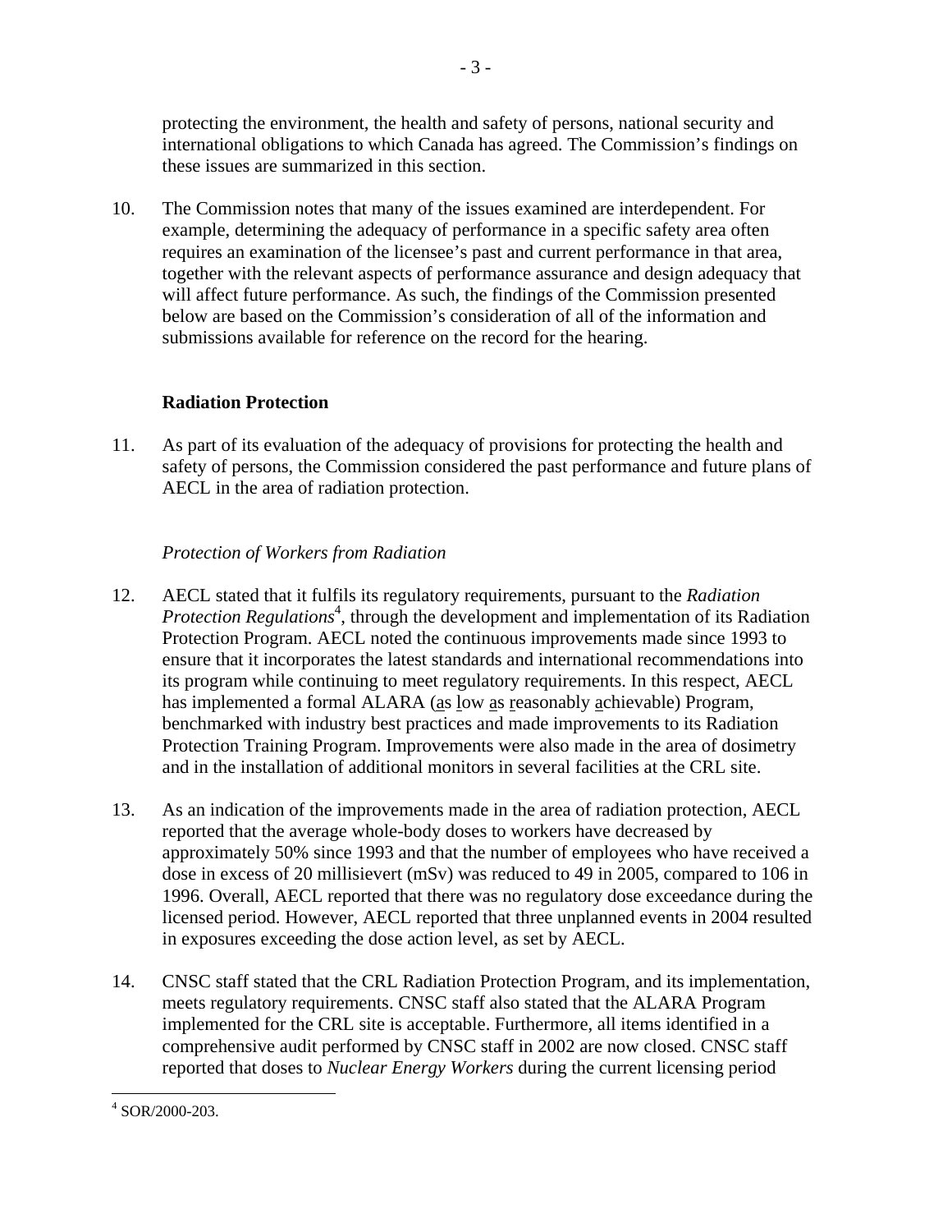protecting the environment, the health and safety of persons, national security and international obligations to which Canada has agreed. The Commission's findings on these issues are summarized in this section.

10. The Commission notes that many of the issues examined are interdependent. For example, determining the adequacy of performance in a specific safety area often requires an examination of the licensee's past and current performance in that area, together with the relevant aspects of performance assurance and design adequacy that will affect future performance. As such, the findings of the Commission presented below are based on the Commission's consideration of all of the information and submissions available for reference on the record for the hearing.

**Radiation Protection**

11. As part of its evaluation of the adequacy of provisions for protecting the health and safety of persons, the Commission considered the past performance and future plans of AECL in the area of radiation protection.

*Protection of Workers from Radiation*

12. AECL stated that it fulfils its regulatory requirements, pursuant to the *Radiation Protection Regulations*[4], through the development and implementation of its Radiation Protection Program. AECL noted the continuous improvements made since 1993 to ensure that it incorporates the latest standards and international recommendations into its program while continuing to meet regulatory requirements. In this respect, AECL has implemented a formal ALARA (as low as reasonably achievable) Program, benchmarked with industry best practices and made improvements to its Radiation Protection Training Program. Improvements were also made in the area of dosimetry and in the installation of additional monitors in several facilities at the CRL site.

13. As an indication of the improvements made in the area of radiation protection, AECL reported that the average whole-body doses to workers have decreased by approximately 50% since 1993 and that the number of employees who have received a dose in excess of 20 millisievert (mSv) was reduced to 49 in 2005, compared to 106 in 1996. Overall, AECL reported that there was no regulatory dose exceedance during the licensed period. However, AECL reported that three unplanned events in 2004 resulted in exposures exceeding the dose action level, as set by AECL.

14. CNSC staff stated that the CRL Radiation Protection Program, and its implementation, meets regulatory requirements. CNSC staff also stated that the ALARA Program implemented for the CRL site is acceptable. Furthermore, all items identified in a comprehensive audit performed by CNSC staff in 2002 are now closed. CNSC staff reported that doses to *Nuclear Energy Workers* during the current licensing period

[4] SOR/2000-203.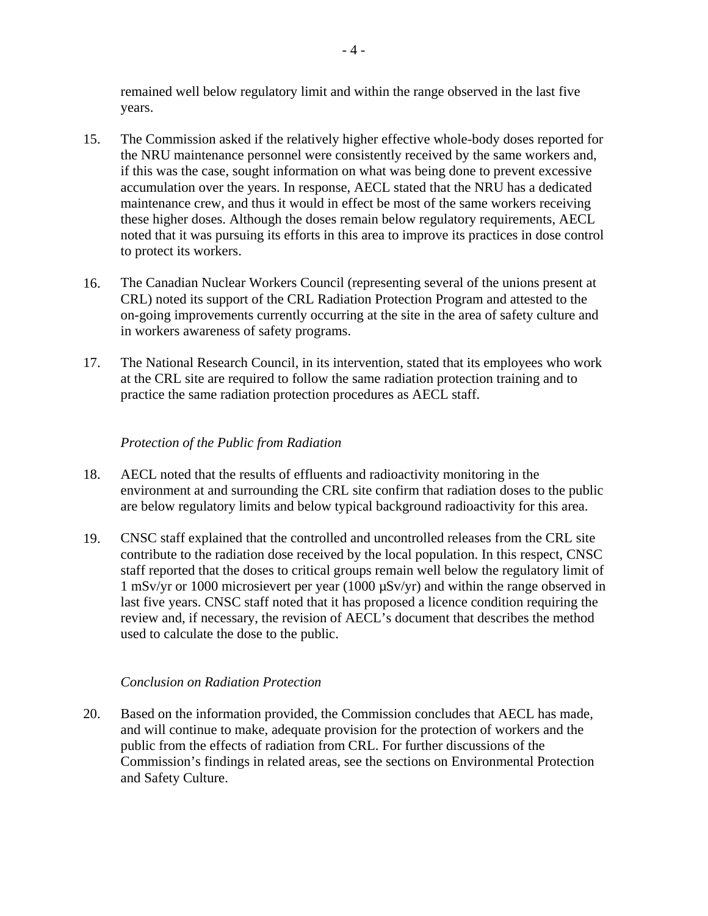remained well below regulatory limit and within the range observed in the last five years.

15. The Commission asked if the relatively higher effective whole-body doses reported for the NRU maintenance personnel were consistently received by the same workers and, if this was the case, sought information on what was being done to prevent excessive accumulation over the years. In response, AECL stated that the NRU has a dedicated maintenance crew, and thus it would in effect be most of the same workers receiving these higher doses. Although the doses remain below regulatory requirements, AECL noted that it was pursuing its efforts in this area to improve its practices in dose control to protect its workers.

16. The Canadian Nuclear Workers Council (representing several of the unions present at CRL) noted its support of the CRL Radiation Protection Program and attested to the on-going improvements currently occurring at the site in the area of safety culture and in workers awareness of safety programs.

17. The National Research Council, in its intervention, stated that its employees who work at the CRL site are required to follow the same radiation protection training and to practice the same radiation protection procedures as AECL staff.

*Protection of the Public from Radiation*

18. AECL noted that the results of effluents and radioactivity monitoring in the environment at and surrounding the CRL site confirm that radiation doses to the public are below regulatory limits and below typical background radioactivity for this area.

19. CNSC staff explained that the controlled and uncontrolled releases from the CRL site contribute to the radiation dose received by the local population. In this respect, CNSC staff reported that the doses to critical groups remain well below the regulatory limit of 1 mSv/yr or 1000 microsievert per year (1000 μSv/yr) and within the range observed in last five years. CNSC staff noted that it has proposed a licence condition requiring the review and, if necessary, the revision of AECL's document that describes the method used to calculate the dose to the public.

*Conclusion on Radiation Protection*

20. Based on the information provided, the Commission concludes that AECL has made, and will continue to make, adequate provision for the protection of workers and the public from the effects of radiation from CRL. For further discussions of the Commission's findings in related areas, see the sections on Environmental Protection and Safety Culture.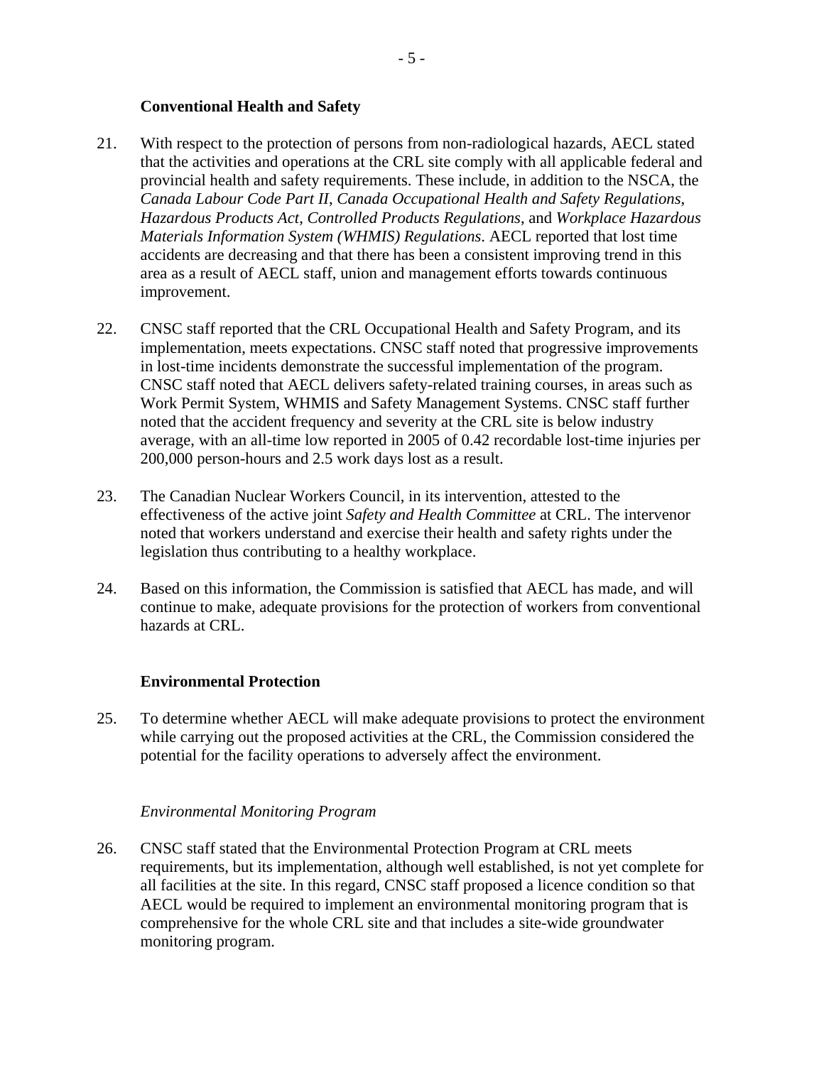**Conventional Health and Safety**

21. With respect to the protection of persons from non-radiological hazards, AECL stated that the activities and operations at the CRL site comply with all applicable federal and provincial health and safety requirements. These include, in addition to the NSCA, the *Canada Labour Code Part II*, *Canada Occupational Health and Safety Regulations*, *Hazardous Products Act*, *Controlled Products Regulations*, and *Workplace Hazardous Materials Information System (WHMIS) Regulations*. AECL reported that lost time accidents are decreasing and that there has been a consistent improving trend in this area as a result of AECL staff, union and management efforts towards continuous improvement.

22. CNSC staff reported that the CRL Occupational Health and Safety Program, and its implementation, meets expectations. CNSC staff noted that progressive improvements in lost-time incidents demonstrate the successful implementation of the program. CNSC staff noted that AECL delivers safety-related training courses, in areas such as Work Permit System, WHMIS and Safety Management Systems. CNSC staff further noted that the accident frequency and severity at the CRL site is below industry average, with an all-time low reported in 2005 of 0.42 recordable lost-time injuries per 200,000 person-hours and 2.5 work days lost as a result.

23. The Canadian Nuclear Workers Council, in its intervention, attested to the effectiveness of the active joint *Safety and Health Committee* at CRL. The intervenor noted that workers understand and exercise their health and safety rights under the legislation thus contributing to a healthy workplace.

24. Based on this information, the Commission is satisfied that AECL has made, and will continue to make, adequate provisions for the protection of workers from conventional hazards at CRL.

**Environmental Protection**

25. To determine whether AECL will make adequate provisions to protect the environment while carrying out the proposed activities at the CRL, the Commission considered the potential for the facility operations to adversely affect the environment.

*Environmental Monitoring Program*

26. CNSC staff stated that the Environmental Protection Program at CRL meets requirements, but its implementation, although well established, is not yet complete for all facilities at the site. In this regard, CNSC staff proposed a licence condition so that AECL would be required to implement an environmental monitoring program that is comprehensive for the whole CRL site and that includes a site-wide groundwater monitoring program.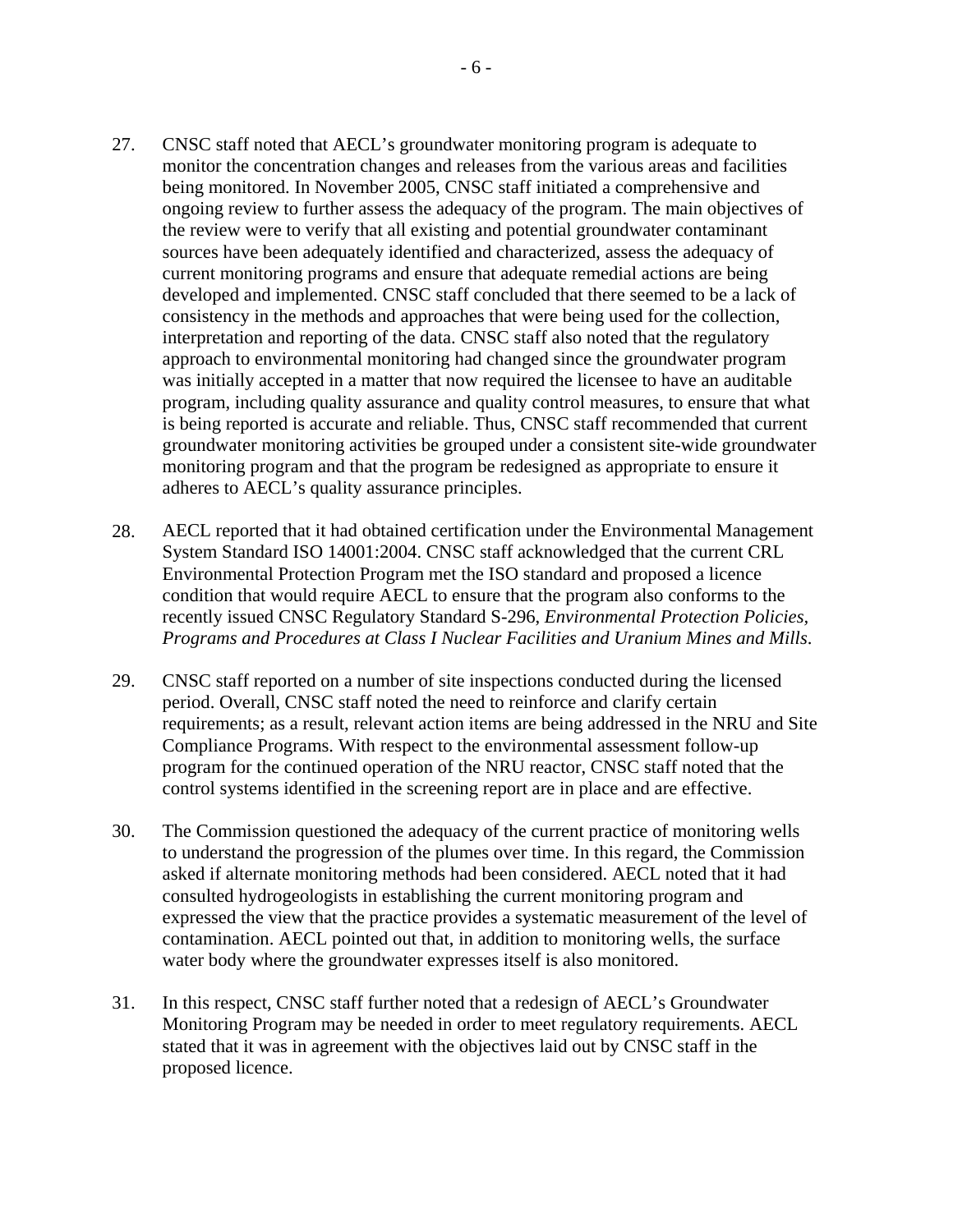27. CNSC staff noted that AECL's groundwater monitoring program is adequate to monitor the concentration changes and releases from the various areas and facilities being monitored. In November 2005, CNSC staff initiated a comprehensive and ongoing review to further assess the adequacy of the program. The main objectives of the review were to verify that all existing and potential groundwater contaminant sources have been adequately identified and characterized, assess the adequacy of current monitoring programs and ensure that adequate remedial actions are being developed and implemented. CNSC staff concluded that there seemed to be a lack of consistency in the methods and approaches that were being used for the collection, interpretation and reporting of the data. CNSC staff also noted that the regulatory approach to environmental monitoring had changed since the groundwater program was initially accepted in a matter that now required the licensee to have an auditable program, including quality assurance and quality control measures, to ensure that what is being reported is accurate and reliable. Thus, CNSC staff recommended that current groundwater monitoring activities be grouped under a consistent site-wide groundwater monitoring program and that the program be redesigned as appropriate to ensure it adheres to AECL's quality assurance principles.

28. AECL reported that it had obtained certification under the Environmental Management System Standard ISO 14001:2004. CNSC staff acknowledged that the current CRL Environmental Protection Program met the ISO standard and proposed a licence condition that would require AECL to ensure that the program also conforms to the recently issued CNSC Regulatory Standard S-296, *Environmental Protection Policies, Programs and Procedures at Class I Nuclear Facilities and Uranium Mines and Mills*.

29. CNSC staff reported on a number of site inspections conducted during the licensed period. Overall, CNSC staff noted the need to reinforce and clarify certain requirements; as a result, relevant action items are being addressed in the NRU and Site Compliance Programs. With respect to the environmental assessment follow-up program for the continued operation of the NRU reactor, CNSC staff noted that the control systems identified in the screening report are in place and are effective.

30. The Commission questioned the adequacy of the current practice of monitoring wells to understand the progression of the plumes over time. In this regard, the Commission asked if alternate monitoring methods had been considered. AECL noted that it had consulted hydrogeologists in establishing the current monitoring program and expressed the view that the practice provides a systematic measurement of the level of contamination. AECL pointed out that, in addition to monitoring wells, the surface water body where the groundwater expresses itself is also monitored.

31. In this respect, CNSC staff further noted that a redesign of AECL's Groundwater Monitoring Program may be needed in order to meet regulatory requirements. AECL stated that it was in agreement with the objectives laid out by CNSC staff in the proposed licence.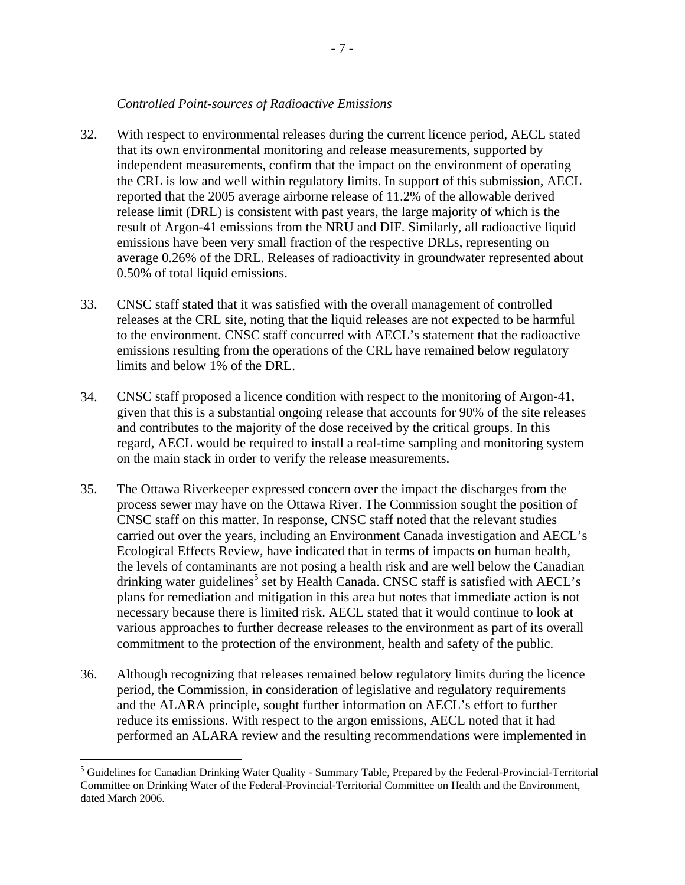*Controlled Point-sources of Radioactive Emissions*

32. With respect to environmental releases during the current licence period, AECL stated that its own environmental monitoring and release measurements, supported by independent measurements, confirm that the impact on the environment of operating the CRL is low and well within regulatory limits. In support of this submission, AECL reported that the 2005 average airborne release of 11.2% of the allowable derived release limit (DRL) is consistent with past years, the large majority of which is the result of Argon-41 emissions from the NRU and DIF. Similarly, all radioactive liquid emissions have been very small fraction of the respective DRLs, representing on average 0.26% of the DRL. Releases of radioactivity in groundwater represented about 0.50% of total liquid emissions.

33. CNSC staff stated that it was satisfied with the overall management of controlled releases at the CRL site, noting that the liquid releases are not expected to be harmful to the environment. CNSC staff concurred with AECL's statement that the radioactive emissions resulting from the operations of the CRL have remained below regulatory limits and below 1% of the DRL.

34. CNSC staff proposed a licence condition with respect to the monitoring of Argon-41, given that this is a substantial ongoing release that accounts for 90% of the site releases and contributes to the majority of the dose received by the critical groups. In this regard, AECL would be required to install a real-time sampling and monitoring system on the main stack in order to verify the release measurements.

35. The Ottawa Riverkeeper expressed concern over the impact the discharges from the process sewer may have on the Ottawa River. The Commission sought the position of CNSC staff on this matter. In response, CNSC staff noted that the relevant studies carried out over the years, including an Environment Canada investigation and AECL's Ecological Effects Review, have indicated that in terms of impacts on human health, the levels of contaminants are not posing a health risk and are well below the Canadian drinking water guidelines[5] set by Health Canada. CNSC staff is satisfied with AECL's plans for remediation and mitigation in this area but notes that immediate action is not necessary because there is limited risk. AECL stated that it would continue to look at various approaches to further decrease releases to the environment as part of its overall commitment to the protection of the environment, health and safety of the public.

36. Although recognizing that releases remained below regulatory limits during the licence period, the Commission, in consideration of legislative and regulatory requirements and the ALARA principle, sought further information on AECL's effort to further reduce its emissions. With respect to the argon emissions, AECL noted that it had performed an ALARA review and the resulting recommendations were implemented in

---

[5] Guidelines for Canadian Drinking Water Quality - Summary Table, Prepared by the Federal-Provincial-Territorial Committee on Drinking Water of the Federal-Provincial-Territorial Committee on Health and the Environment, dated March 2006.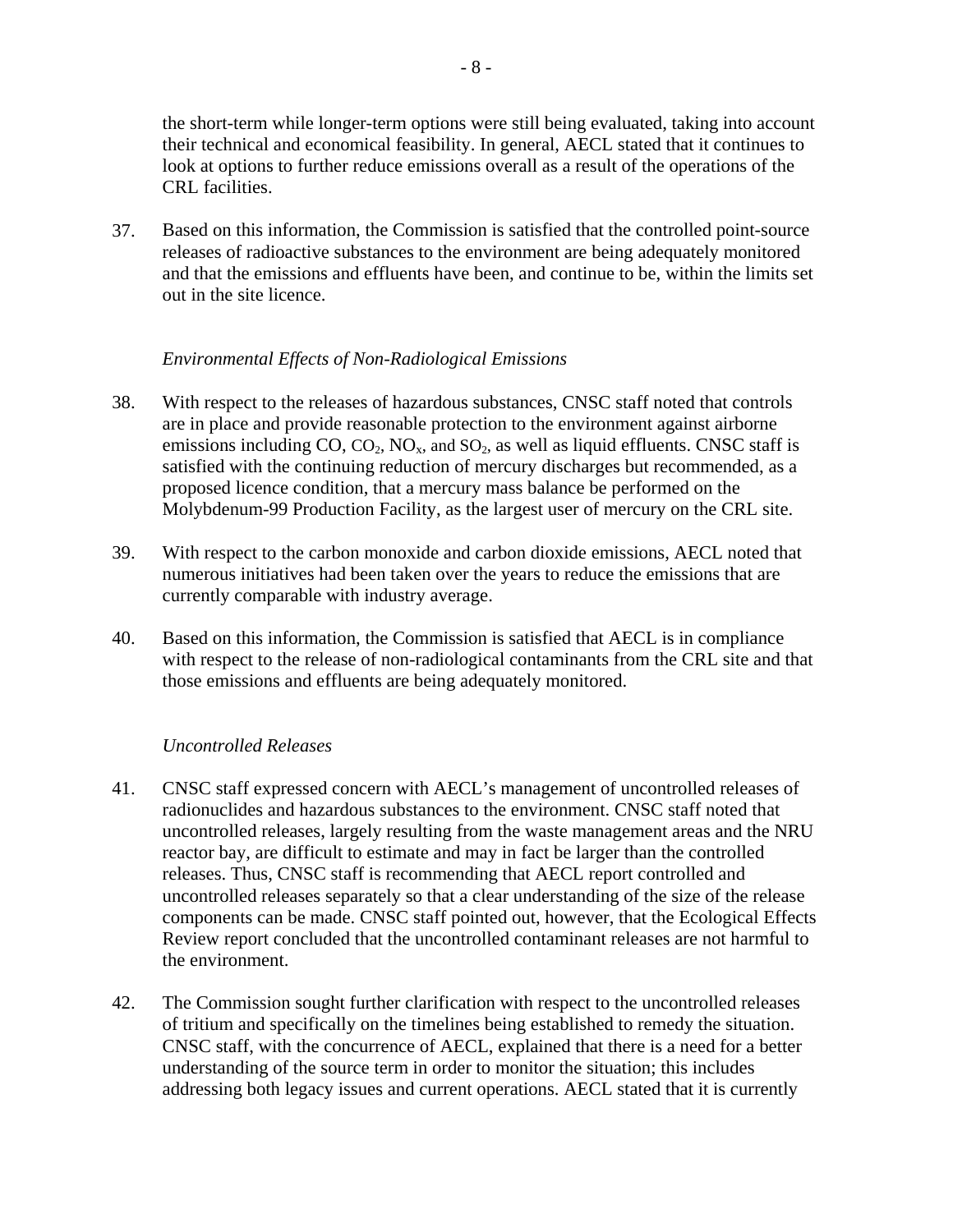the short-term while longer-term options were still being evaluated, taking into account their technical and economical feasibility. In general, AECL stated that it continues to look at options to further reduce emissions overall as a result of the operations of the CRL facilities.

37. Based on this information, the Commission is satisfied that the controlled point-source releases of radioactive substances to the environment are being adequately monitored and that the emissions and effluents have been, and continue to be, within the limits set out in the site licence.

*Environmental Effects of Non-Radiological Emissions*

38. With respect to the releases of hazardous substances, CNSC staff noted that controls are in place and provide reasonable protection to the environment against airborne emissions including CO, $CO_2$, $NO_x$, and $SO_2$, as well as liquid effluents. CNSC staff is satisfied with the continuing reduction of mercury discharges but recommended, as a proposed licence condition, that a mercury mass balance be performed on the Molybdenum-99 Production Facility, as the largest user of mercury on the CRL site.

39. With respect to the carbon monoxide and carbon dioxide emissions, AECL noted that numerous initiatives had been taken over the years to reduce the emissions that are currently comparable with industry average.

40. Based on this information, the Commission is satisfied that AECL is in compliance with respect to the release of non-radiological contaminants from the CRL site and that those emissions and effluents are being adequately monitored.

*Uncontrolled Releases*

41. CNSC staff expressed concern with AECL's management of uncontrolled releases of radionuclides and hazardous substances to the environment. CNSC staff noted that uncontrolled releases, largely resulting from the waste management areas and the NRU reactor bay, are difficult to estimate and may in fact be larger than the controlled releases. Thus, CNSC staff is recommending that AECL report controlled and uncontrolled releases separately so that a clear understanding of the size of the release components can be made. CNSC staff pointed out, however, that the Ecological Effects Review report concluded that the uncontrolled contaminant releases are not harmful to the environment.

42. The Commission sought further clarification with respect to the uncontrolled releases of tritium and specifically on the timelines being established to remedy the situation. CNSC staff, with the concurrence of AECL, explained that there is a need for a better understanding of the source term in order to monitor the situation; this includes addressing both legacy issues and current operations. AECL stated that it is currently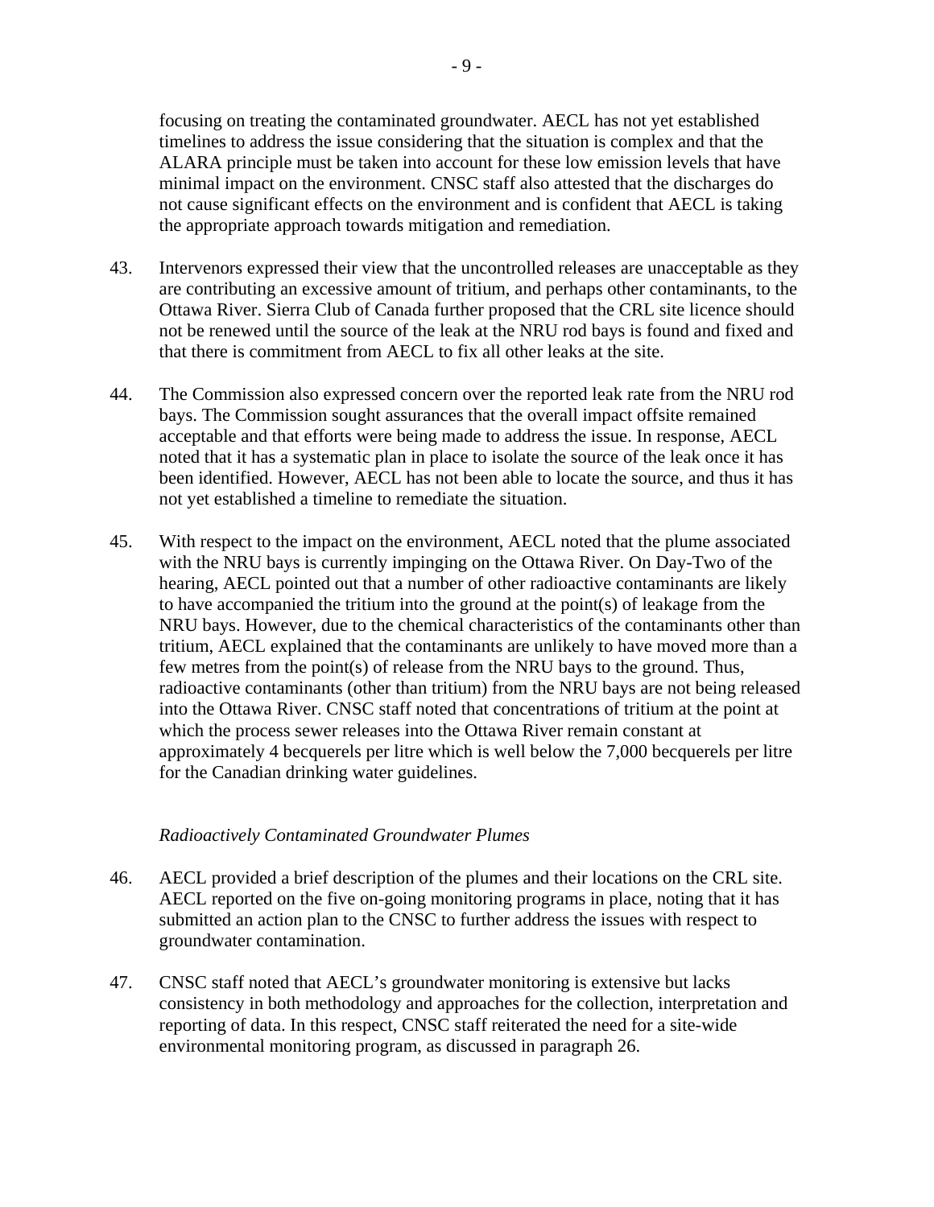focusing on treating the contaminated groundwater. AECL has not yet established timelines to address the issue considering that the situation is complex and that the ALARA principle must be taken into account for these low emission levels that have minimal impact on the environment. CNSC staff also attested that the discharges do not cause significant effects on the environment and is confident that AECL is taking the appropriate approach towards mitigation and remediation.

43. Intervenors expressed their view that the uncontrolled releases are unacceptable as they are contributing an excessive amount of tritium, and perhaps other contaminants, to the Ottawa River. Sierra Club of Canada further proposed that the CRL site licence should not be renewed until the source of the leak at the NRU rod bays is found and fixed and that there is commitment from AECL to fix all other leaks at the site.

44. The Commission also expressed concern over the reported leak rate from the NRU rod bays. The Commission sought assurances that the overall impact offsite remained acceptable and that efforts were being made to address the issue. In response, AECL noted that it has a systematic plan in place to isolate the source of the leak once it has been identified. However, AECL has not been able to locate the source, and thus it has not yet established a timeline to remediate the situation.

45. With respect to the impact on the environment, AECL noted that the plume associated with the NRU bays is currently impinging on the Ottawa River. On Day-Two of the hearing, AECL pointed out that a number of other radioactive contaminants are likely to have accompanied the tritium into the ground at the point(s) of leakage from the NRU bays. However, due to the chemical characteristics of the contaminants other than tritium, AECL explained that the contaminants are unlikely to have moved more than a few metres from the point(s) of release from the NRU bays to the ground. Thus, radioactive contaminants (other than tritium) from the NRU bays are not being released into the Ottawa River. CNSC staff noted that concentrations of tritium at the point at which the process sewer releases into the Ottawa River remain constant at approximately 4 becquerels per litre which is well below the 7,000 becquerels per litre for the Canadian drinking water guidelines.

*Radioactively Contaminated Groundwater Plumes*

46. AECL provided a brief description of the plumes and their locations on the CRL site. AECL reported on the five on-going monitoring programs in place, noting that it has submitted an action plan to the CNSC to further address the issues with respect to groundwater contamination.

47. CNSC staff noted that AECL's groundwater monitoring is extensive but lacks consistency in both methodology and approaches for the collection, interpretation and reporting of data. In this respect, CNSC staff reiterated the need for a site-wide environmental monitoring program, as discussed in paragraph 26.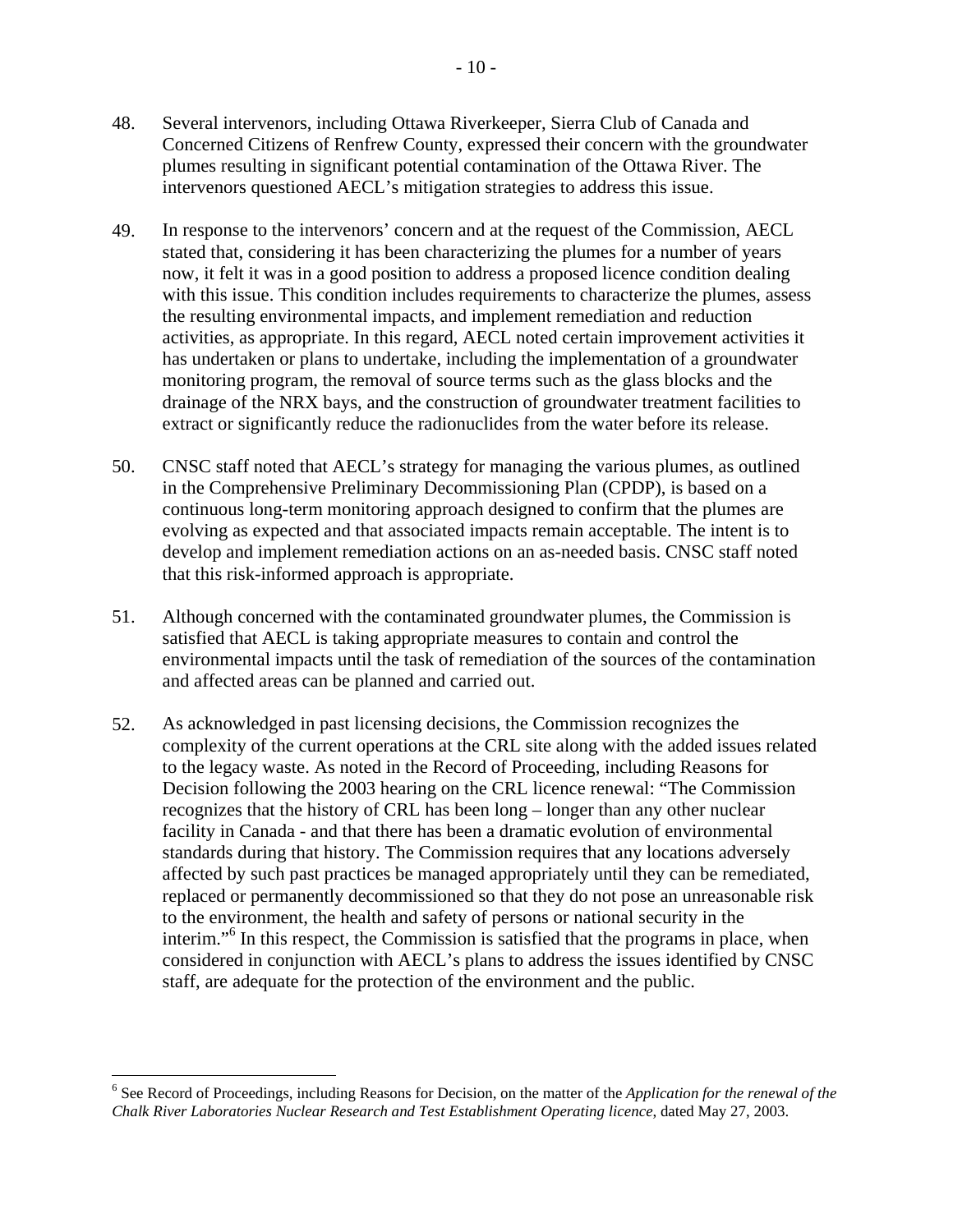48. Several intervenors, including Ottawa Riverkeeper, Sierra Club of Canada and Concerned Citizens of Renfrew County, expressed their concern with the groundwater plumes resulting in significant potential contamination of the Ottawa River. The intervenors questioned AECL's mitigation strategies to address this issue.

49. In response to the intervenors' concern and at the request of the Commission, AECL stated that, considering it has been characterizing the plumes for a number of years now, it felt it was in a good position to address a proposed licence condition dealing with this issue. This condition includes requirements to characterize the plumes, assess the resulting environmental impacts, and implement remediation and reduction activities, as appropriate. In this regard, AECL noted certain improvement activities it has undertaken or plans to undertake, including the implementation of a groundwater monitoring program, the removal of source terms such as the glass blocks and the drainage of the NRX bays, and the construction of groundwater treatment facilities to extract or significantly reduce the radionuclides from the water before its release.

50. CNSC staff noted that AECL's strategy for managing the various plumes, as outlined in the Comprehensive Preliminary Decommissioning Plan (CPDP), is based on a continuous long-term monitoring approach designed to confirm that the plumes are evolving as expected and that associated impacts remain acceptable. The intent is to develop and implement remediation actions on an as-needed basis. CNSC staff noted that this risk-informed approach is appropriate.

51. Although concerned with the contaminated groundwater plumes, the Commission is satisfied that AECL is taking appropriate measures to contain and control the environmental impacts until the task of remediation of the sources of the contamination and affected areas can be planned and carried out.

52. As acknowledged in past licensing decisions, the Commission recognizes the complexity of the current operations at the CRL site along with the added issues related to the legacy waste. As noted in the Record of Proceeding, including Reasons for Decision following the 2003 hearing on the CRL licence renewal: "The Commission recognizes that the history of CRL has been long – longer than any other nuclear facility in Canada - and that there has been a dramatic evolution of environmental standards during that history. The Commission requires that any locations adversely affected by such past practices be managed appropriately until they can be remediated, replaced or permanently decommissioned so that they do not pose an unreasonable risk to the environment, the health and safety of persons or national security in the interim."[6] In this respect, the Commission is satisfied that the programs in place, when considered in conjunction with AECL's plans to address the issues identified by CNSC staff, are adequate for the protection of the environment and the public.

---

[6] See Record of Proceedings, including Reasons for Decision, on the matter of the *Application for the renewal of the Chalk River Laboratories Nuclear Research and Test Establishment Operating licence*, dated May 27, 2003.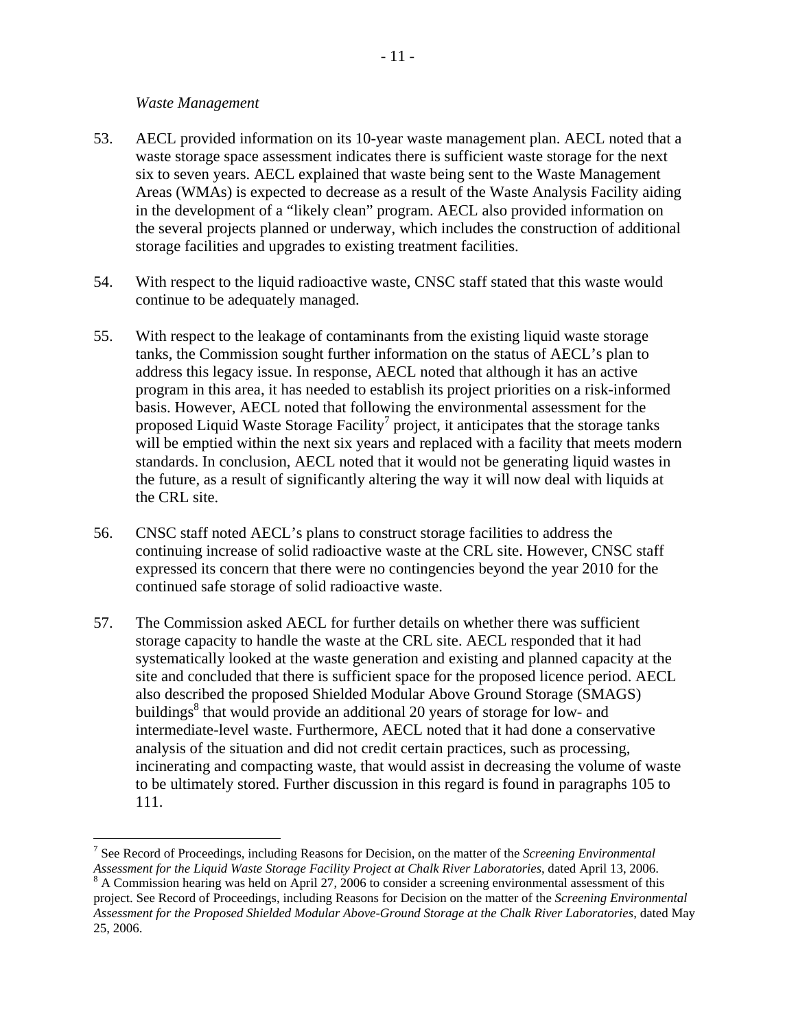*Waste Management*

53. AECL provided information on its 10-year waste management plan. AECL noted that a waste storage space assessment indicates there is sufficient waste storage for the next six to seven years. AECL explained that waste being sent to the Waste Management Areas (WMAs) is expected to decrease as a result of the Waste Analysis Facility aiding in the development of a "likely clean" program. AECL also provided information on the several projects planned or underway, which includes the construction of additional storage facilities and upgrades to existing treatment facilities.

54. With respect to the liquid radioactive waste, CNSC staff stated that this waste would continue to be adequately managed.

55. With respect to the leakage of contaminants from the existing liquid waste storage tanks, the Commission sought further information on the status of AECL's plan to address this legacy issue. In response, AECL noted that although it has an active program in this area, it has needed to establish its project priorities on a risk-informed basis. However, AECL noted that following the environmental assessment for the proposed Liquid Waste Storage Facility[7] project, it anticipates that the storage tanks will be emptied within the next six years and replaced with a facility that meets modern standards. In conclusion, AECL noted that it would not be generating liquid wastes in the future, as a result of significantly altering the way it will now deal with liquids at the CRL site.

56. CNSC staff noted AECL's plans to construct storage facilities to address the continuing increase of solid radioactive waste at the CRL site. However, CNSC staff expressed its concern that there were no contingencies beyond the year 2010 for the continued safe storage of solid radioactive waste.

57. The Commission asked AECL for further details on whether there was sufficient storage capacity to handle the waste at the CRL site. AECL responded that it had systematically looked at the waste generation and existing and planned capacity at the site and concluded that there is sufficient space for the proposed licence period. AECL also described the proposed Shielded Modular Above Ground Storage (SMAGS) buildings[8] that would provide an additional 20 years of storage for low- and intermediate-level waste. Furthermore, AECL noted that it had done a conservative analysis of the situation and did not credit certain practices, such as processing, incinerating and compacting waste, that would assist in decreasing the volume of waste to be ultimately stored. Further discussion in this regard is found in paragraphs 105 to 111.

---

[7] See Record of Proceedings, including Reasons for Decision, on the matter of the *Screening Environmental Assessment for the Liquid Waste Storage Facility Project at Chalk River Laboratories*, dated April 13, 2006.

[8] A Commission hearing was held on April 27, 2006 to consider a screening environmental assessment of this project. See Record of Proceedings, including Reasons for Decision on the matter of the *Screening Environmental Assessment for the Proposed Shielded Modular Above-Ground Storage at the Chalk River Laboratories*, dated May 25, 2006.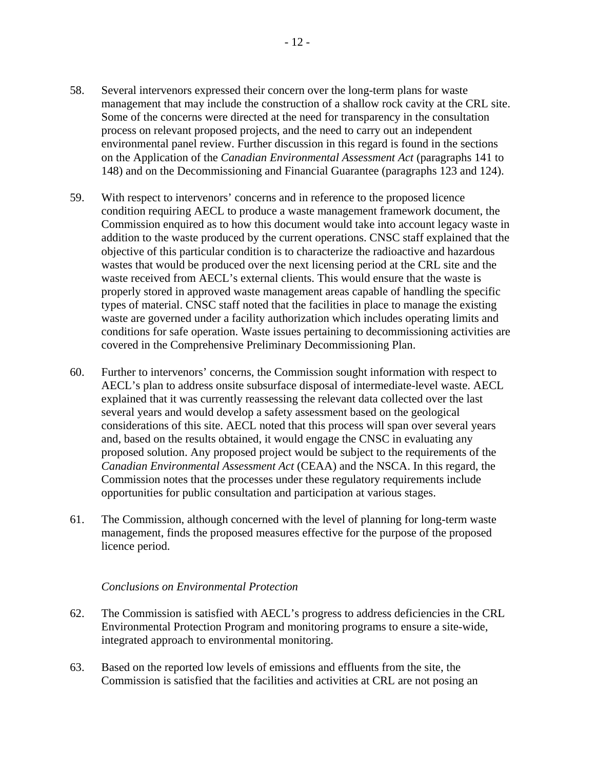58. Several intervenors expressed their concern over the long-term plans for waste management that may include the construction of a shallow rock cavity at the CRL site. Some of the concerns were directed at the need for transparency in the consultation process on relevant proposed projects, and the need to carry out an independent environmental panel review. Further discussion in this regard is found in the sections on the Application of the *Canadian Environmental Assessment Act* (paragraphs 141 to 148) and on the Decommissioning and Financial Guarantee (paragraphs 123 and 124).

59. With respect to intervenors' concerns and in reference to the proposed licence condition requiring AECL to produce a waste management framework document, the Commission enquired as to how this document would take into account legacy waste in addition to the waste produced by the current operations. CNSC staff explained that the objective of this particular condition is to characterize the radioactive and hazardous wastes that would be produced over the next licensing period at the CRL site and the waste received from AECL's external clients. This would ensure that the waste is properly stored in approved waste management areas capable of handling the specific types of material. CNSC staff noted that the facilities in place to manage the existing waste are governed under a facility authorization which includes operating limits and conditions for safe operation. Waste issues pertaining to decommissioning activities are covered in the Comprehensive Preliminary Decommissioning Plan.

60. Further to intervenors' concerns, the Commission sought information with respect to AECL's plan to address onsite subsurface disposal of intermediate-level waste. AECL explained that it was currently reassessing the relevant data collected over the last several years and would develop a safety assessment based on the geological considerations of this site. AECL noted that this process will span over several years and, based on the results obtained, it would engage the CNSC in evaluating any proposed solution. Any proposed project would be subject to the requirements of the *Canadian Environmental Assessment Act* (CEAA) and the NSCA. In this regard, the Commission notes that the processes under these regulatory requirements include opportunities for public consultation and participation at various stages.

61. The Commission, although concerned with the level of planning for long-term waste management, finds the proposed measures effective for the purpose of the proposed licence period.

*Conclusions on Environmental Protection*

62. The Commission is satisfied with AECL's progress to address deficiencies in the CRL Environmental Protection Program and monitoring programs to ensure a site-wide, integrated approach to environmental monitoring.

63. Based on the reported low levels of emissions and effluents from the site, the Commission is satisfied that the facilities and activities at CRL are not posing an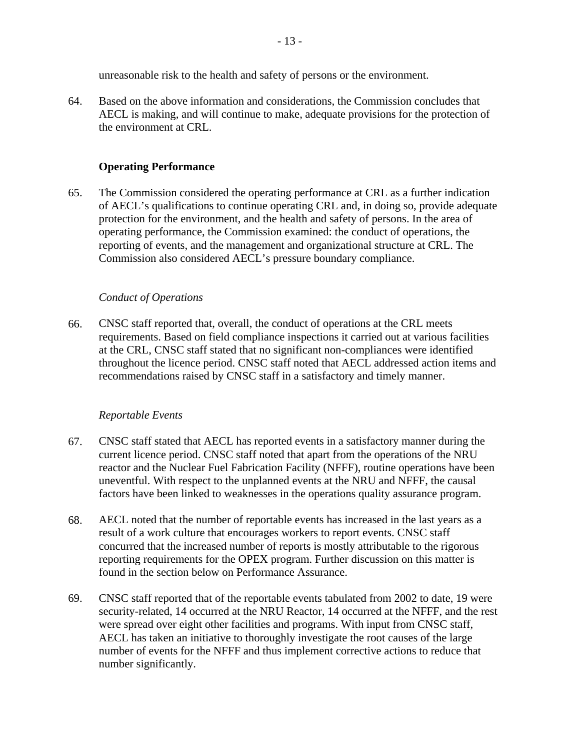unreasonable risk to the health and safety of persons or the environment.

64. Based on the above information and considerations, the Commission concludes that AECL is making, and will continue to make, adequate provisions for the protection of the environment at CRL.

**Operating Performance**

65. The Commission considered the operating performance at CRL as a further indication of AECL's qualifications to continue operating CRL and, in doing so, provide adequate protection for the environment, and the health and safety of persons. In the area of operating performance, the Commission examined: the conduct of operations, the reporting of events, and the management and organizational structure at CRL. The Commission also considered AECL's pressure boundary compliance.

*Conduct of Operations*

66. CNSC staff reported that, overall, the conduct of operations at the CRL meets requirements. Based on field compliance inspections it carried out at various facilities at the CRL, CNSC staff stated that no significant non-compliances were identified throughout the licence period. CNSC staff noted that AECL addressed action items and recommendations raised by CNSC staff in a satisfactory and timely manner.

*Reportable Events*

67. CNSC staff stated that AECL has reported events in a satisfactory manner during the current licence period. CNSC staff noted that apart from the operations of the NRU reactor and the Nuclear Fuel Fabrication Facility (NFFF), routine operations have been uneventful. With respect to the unplanned events at the NRU and NFFF, the causal factors have been linked to weaknesses in the operations quality assurance program.

68. AECL noted that the number of reportable events has increased in the last years as a result of a work culture that encourages workers to report events. CNSC staff concurred that the increased number of reports is mostly attributable to the rigorous reporting requirements for the OPEX program. Further discussion on this matter is found in the section below on Performance Assurance.

69. CNSC staff reported that of the reportable events tabulated from 2002 to date, 19 were security-related, 14 occurred at the NRU Reactor, 14 occurred at the NFFF, and the rest were spread over eight other facilities and programs. With input from CNSC staff, AECL has taken an initiative to thoroughly investigate the root causes of the large number of events for the NFFF and thus implement corrective actions to reduce that number significantly.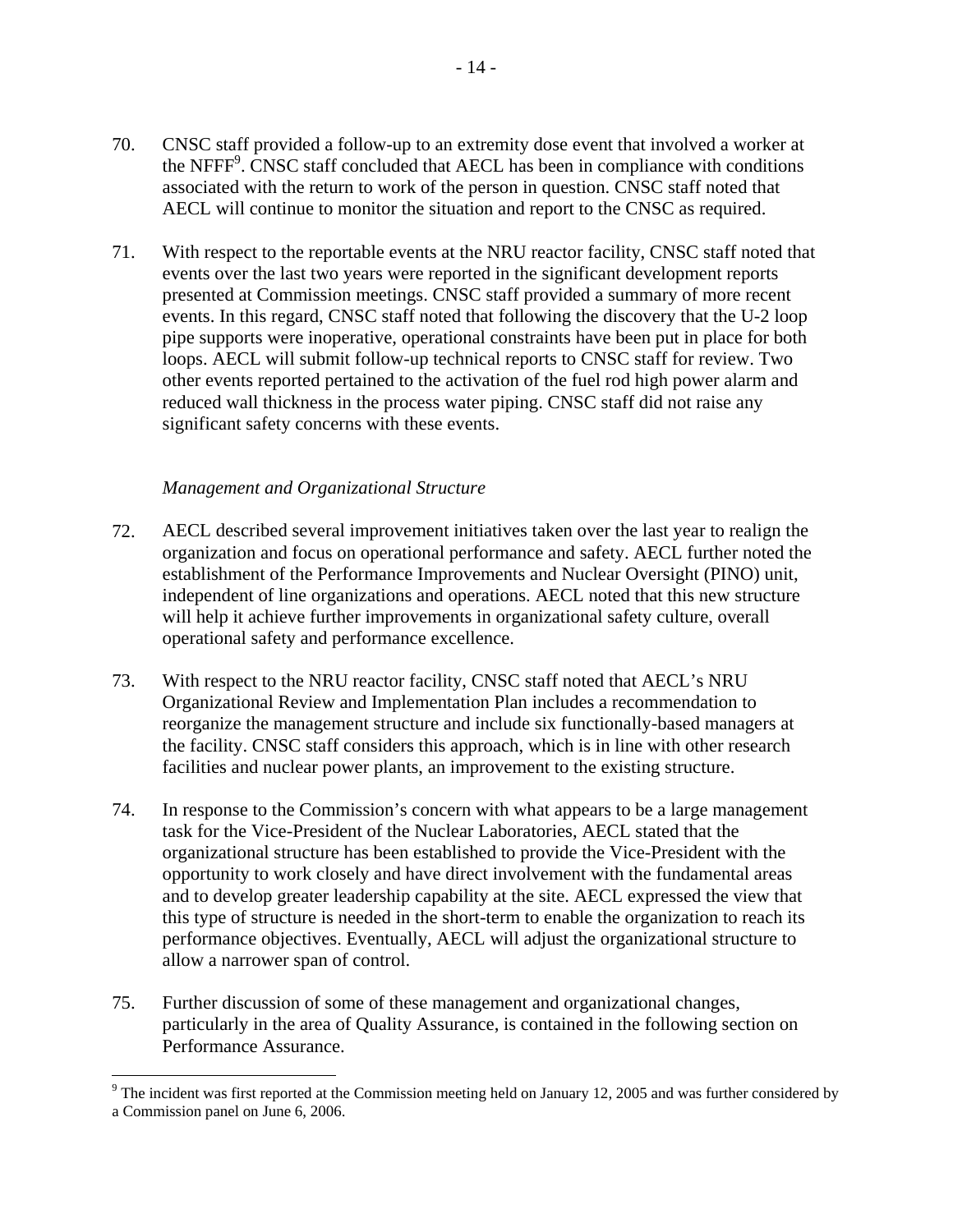70. CNSC staff provided a follow-up to an extremity dose event that involved a worker at the NFFF[9]. CNSC staff concluded that AECL has been in compliance with conditions associated with the return to work of the person in question. CNSC staff noted that AECL will continue to monitor the situation and report to the CNSC as required.

71. With respect to the reportable events at the NRU reactor facility, CNSC staff noted that events over the last two years were reported in the significant development reports presented at Commission meetings. CNSC staff provided a summary of more recent events. In this regard, CNSC staff noted that following the discovery that the U-2 loop pipe supports were inoperative, operational constraints have been put in place for both loops. AECL will submit follow-up technical reports to CNSC staff for review. Two other events reported pertained to the activation of the fuel rod high power alarm and reduced wall thickness in the process water piping. CNSC staff did not raise any significant safety concerns with these events.

*Management and Organizational Structure*

72. AECL described several improvement initiatives taken over the last year to realign the organization and focus on operational performance and safety. AECL further noted the establishment of the Performance Improvements and Nuclear Oversight (PINO) unit, independent of line organizations and operations. AECL noted that this new structure will help it achieve further improvements in organizational safety culture, overall operational safety and performance excellence.

73. With respect to the NRU reactor facility, CNSC staff noted that AECL's NRU Organizational Review and Implementation Plan includes a recommendation to reorganize the management structure and include six functionally-based managers at the facility. CNSC staff considers this approach, which is in line with other research facilities and nuclear power plants, an improvement to the existing structure.

74. In response to the Commission's concern with what appears to be a large management task for the Vice-President of the Nuclear Laboratories, AECL stated that the organizational structure has been established to provide the Vice-President with the opportunity to work closely and have direct involvement with the fundamental areas and to develop greater leadership capability at the site. AECL expressed the view that this type of structure is needed in the short-term to enable the organization to reach its performance objectives. Eventually, AECL will adjust the organizational structure to allow a narrower span of control.

75. Further discussion of some of these management and organizational changes, particularly in the area of Quality Assurance, is contained in the following section on Performance Assurance.

---

[9] The incident was first reported at the Commission meeting held on January 12, 2005 and was further considered by a Commission panel on June 6, 2006.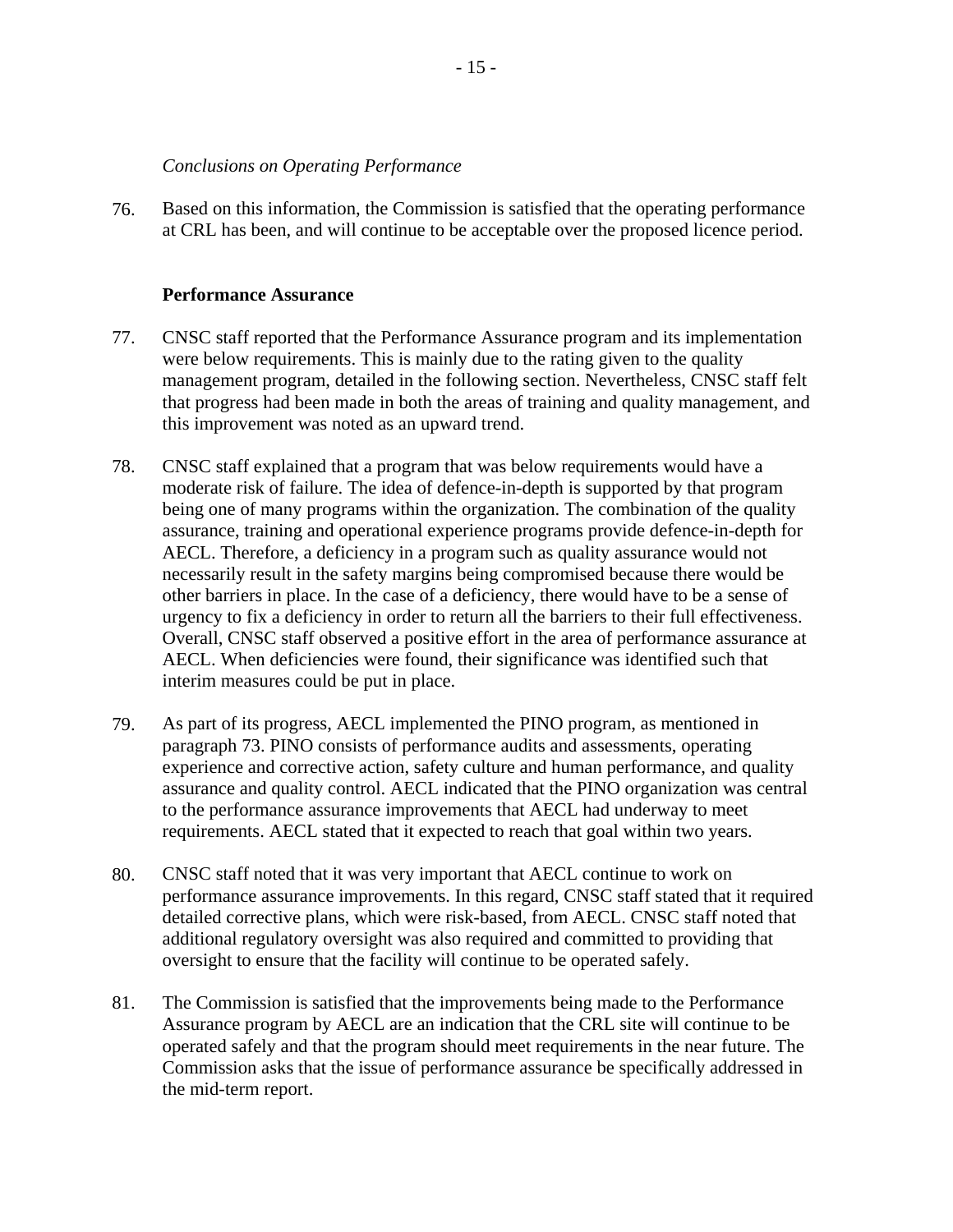*Conclusions on Operating Performance*

76. Based on this information, the Commission is satisfied that the operating performance at CRL has been, and will continue to be acceptable over the proposed licence period.

**Performance Assurance**

77. CNSC staff reported that the Performance Assurance program and its implementation were below requirements. This is mainly due to the rating given to the quality management program, detailed in the following section. Nevertheless, CNSC staff felt that progress had been made in both the areas of training and quality management, and this improvement was noted as an upward trend.

78. CNSC staff explained that a program that was below requirements would have a moderate risk of failure. The idea of defence-in-depth is supported by that program being one of many programs within the organization. The combination of the quality assurance, training and operational experience programs provide defence-in-depth for AECL. Therefore, a deficiency in a program such as quality assurance would not necessarily result in the safety margins being compromised because there would be other barriers in place. In the case of a deficiency, there would have to be a sense of urgency to fix a deficiency in order to return all the barriers to their full effectiveness. Overall, CNSC staff observed a positive effort in the area of performance assurance at AECL. When deficiencies were found, their significance was identified such that interim measures could be put in place.

79. As part of its progress, AECL implemented the PINO program, as mentioned in paragraph 73. PINO consists of performance audits and assessments, operating experience and corrective action, safety culture and human performance, and quality assurance and quality control. AECL indicated that the PINO organization was central to the performance assurance improvements that AECL had underway to meet requirements. AECL stated that it expected to reach that goal within two years.

80. CNSC staff noted that it was very important that AECL continue to work on performance assurance improvements. In this regard, CNSC staff stated that it required detailed corrective plans, which were risk-based, from AECL. CNSC staff noted that additional regulatory oversight was also required and committed to providing that oversight to ensure that the facility will continue to be operated safely.

81. The Commission is satisfied that the improvements being made to the Performance Assurance program by AECL are an indication that the CRL site will continue to be operated safely and that the program should meet requirements in the near future. The Commission asks that the issue of performance assurance be specifically addressed in the mid-term report.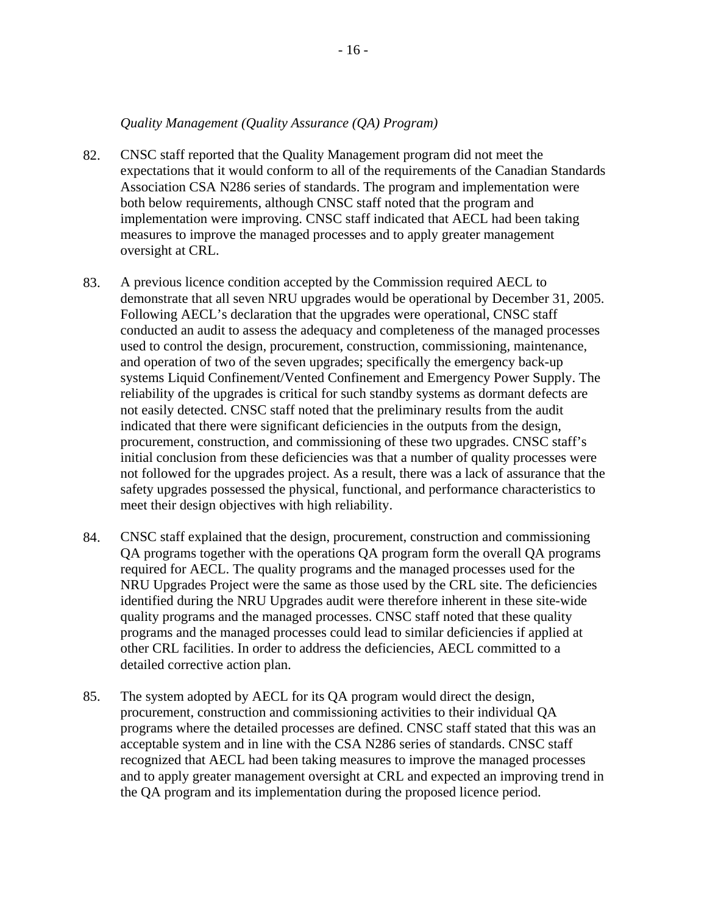*Quality Management (Quality Assurance (QA) Program)*

82. CNSC staff reported that the Quality Management program did not meet the expectations that it would conform to all of the requirements of the Canadian Standards Association CSA N286 series of standards. The program and implementation were both below requirements, although CNSC staff noted that the program and implementation were improving. CNSC staff indicated that AECL had been taking measures to improve the managed processes and to apply greater management oversight at CRL.

83. A previous licence condition accepted by the Commission required AECL to demonstrate that all seven NRU upgrades would be operational by December 31, 2005. Following AECL's declaration that the upgrades were operational, CNSC staff conducted an audit to assess the adequacy and completeness of the managed processes used to control the design, procurement, construction, commissioning, maintenance, and operation of two of the seven upgrades; specifically the emergency back-up systems Liquid Confinement/Vented Confinement and Emergency Power Supply. The reliability of the upgrades is critical for such standby systems as dormant defects are not easily detected. CNSC staff noted that the preliminary results from the audit indicated that there were significant deficiencies in the outputs from the design, procurement, construction, and commissioning of these two upgrades. CNSC staff's initial conclusion from these deficiencies was that a number of quality processes were not followed for the upgrades project. As a result, there was a lack of assurance that the safety upgrades possessed the physical, functional, and performance characteristics to meet their design objectives with high reliability.

84. CNSC staff explained that the design, procurement, construction and commissioning QA programs together with the operations QA program form the overall QA programs required for AECL. The quality programs and the managed processes used for the NRU Upgrades Project were the same as those used by the CRL site. The deficiencies identified during the NRU Upgrades audit were therefore inherent in these site-wide quality programs and the managed processes. CNSC staff noted that these quality programs and the managed processes could lead to similar deficiencies if applied at other CRL facilities. In order to address the deficiencies, AECL committed to a detailed corrective action plan.

85. The system adopted by AECL for its QA program would direct the design, procurement, construction and commissioning activities to their individual QA programs where the detailed processes are defined. CNSC staff stated that this was an acceptable system and in line with the CSA N286 series of standards. CNSC staff recognized that AECL had been taking measures to improve the managed processes and to apply greater management oversight at CRL and expected an improving trend in the QA program and its implementation during the proposed licence period.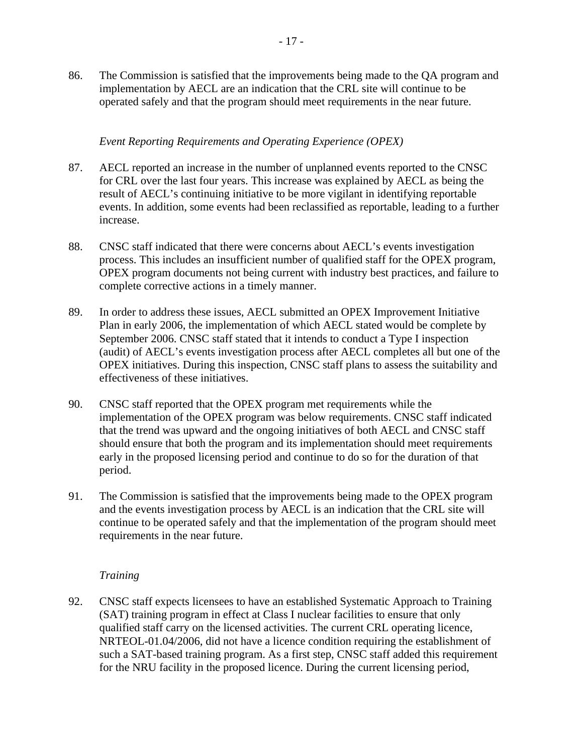86. The Commission is satisfied that the improvements being made to the QA program and implementation by AECL are an indication that the CRL site will continue to be operated safely and that the program should meet requirements in the near future.

*Event Reporting Requirements and Operating Experience (OPEX)*

87. AECL reported an increase in the number of unplanned events reported to the CNSC for CRL over the last four years. This increase was explained by AECL as being the result of AECL's continuing initiative to be more vigilant in identifying reportable events. In addition, some events had been reclassified as reportable, leading to a further increase.

88. CNSC staff indicated that there were concerns about AECL's events investigation process. This includes an insufficient number of qualified staff for the OPEX program, OPEX program documents not being current with industry best practices, and failure to complete corrective actions in a timely manner.

89. In order to address these issues, AECL submitted an OPEX Improvement Initiative Plan in early 2006, the implementation of which AECL stated would be complete by September 2006. CNSC staff stated that it intends to conduct a Type I inspection (audit) of AECL's events investigation process after AECL completes all but one of the OPEX initiatives. During this inspection, CNSC staff plans to assess the suitability and effectiveness of these initiatives.

90. CNSC staff reported that the OPEX program met requirements while the implementation of the OPEX program was below requirements. CNSC staff indicated that the trend was upward and the ongoing initiatives of both AECL and CNSC staff should ensure that both the program and its implementation should meet requirements early in the proposed licensing period and continue to do so for the duration of that period.

91. The Commission is satisfied that the improvements being made to the OPEX program and the events investigation process by AECL is an indication that the CRL site will continue to be operated safely and that the implementation of the program should meet requirements in the near future.

*Training*

92. CNSC staff expects licensees to have an established Systematic Approach to Training (SAT) training program in effect at Class I nuclear facilities to ensure that only qualified staff carry on the licensed activities. The current CRL operating licence, NRTEOL-01.04/2006, did not have a licence condition requiring the establishment of such a SAT-based training program. As a first step, CNSC staff added this requirement for the NRU facility in the proposed licence. During the current licensing period,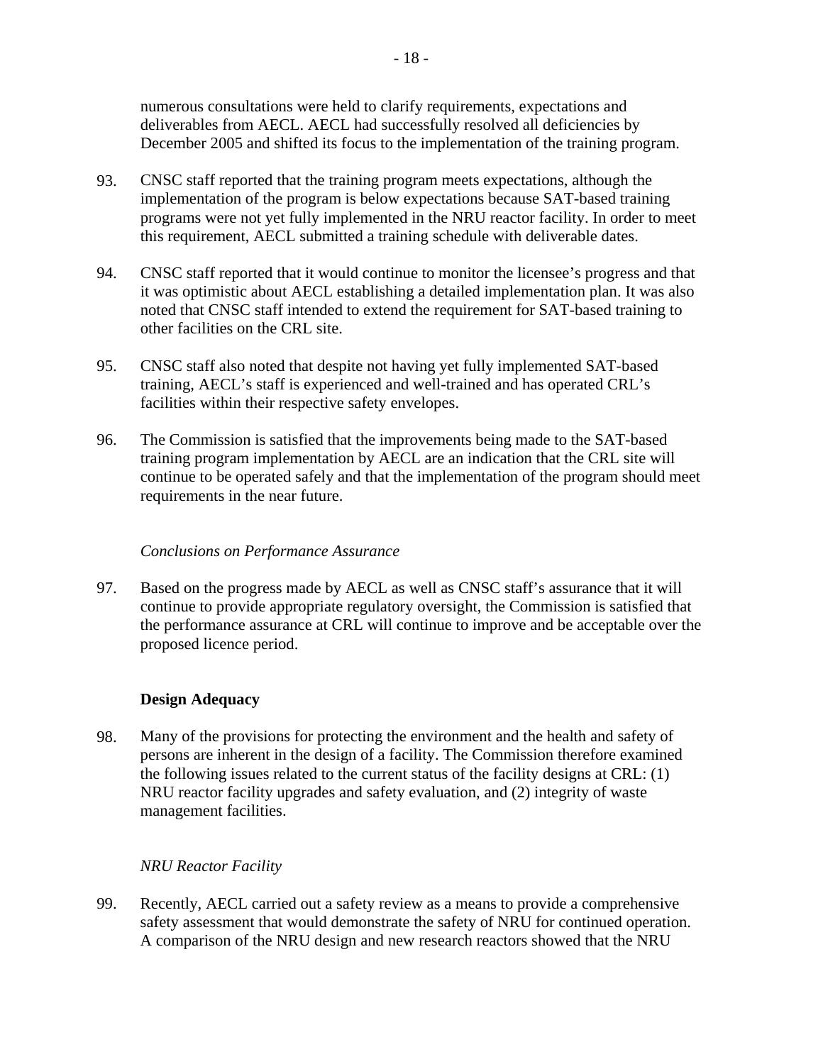numerous consultations were held to clarify requirements, expectations and deliverables from AECL. AECL had successfully resolved all deficiencies by December 2005 and shifted its focus to the implementation of the training program.

93. CNSC staff reported that the training program meets expectations, although the implementation of the program is below expectations because SAT-based training programs were not yet fully implemented in the NRU reactor facility. In order to meet this requirement, AECL submitted a training schedule with deliverable dates.

94. CNSC staff reported that it would continue to monitor the licensee's progress and that it was optimistic about AECL establishing a detailed implementation plan. It was also noted that CNSC staff intended to extend the requirement for SAT-based training to other facilities on the CRL site.

95. CNSC staff also noted that despite not having yet fully implemented SAT-based training, AECL's staff is experienced and well-trained and has operated CRL's facilities within their respective safety envelopes.

96. The Commission is satisfied that the improvements being made to the SAT-based training program implementation by AECL are an indication that the CRL site will continue to be operated safely and that the implementation of the program should meet requirements in the near future.

*Conclusions on Performance Assurance*

97. Based on the progress made by AECL as well as CNSC staff's assurance that it will continue to provide appropriate regulatory oversight, the Commission is satisfied that the performance assurance at CRL will continue to improve and be acceptable over the proposed licence period.

**Design Adequacy**

98. Many of the provisions for protecting the environment and the health and safety of persons are inherent in the design of a facility. The Commission therefore examined the following issues related to the current status of the facility designs at CRL: (1) NRU reactor facility upgrades and safety evaluation, and (2) integrity of waste management facilities.

*NRU Reactor Facility*

99. Recently, AECL carried out a safety review as a means to provide a comprehensive safety assessment that would demonstrate the safety of NRU for continued operation. A comparison of the NRU design and new research reactors showed that the NRU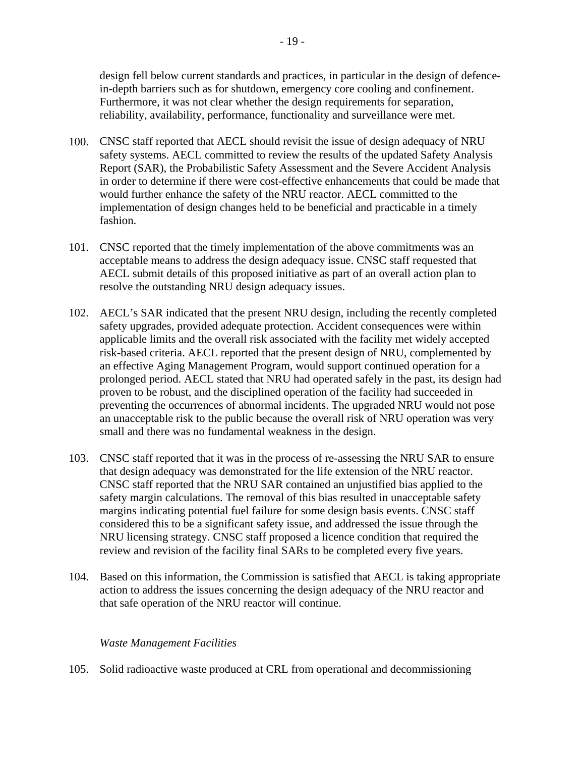design fell below current standards and practices, in particular in the design of defence-in-depth barriers such as for shutdown, emergency core cooling and confinement. Furthermore, it was not clear whether the design requirements for separation, reliability, availability, performance, functionality and surveillance were met.

100. CNSC staff reported that AECL should revisit the issue of design adequacy of NRU safety systems. AECL committed to review the results of the updated Safety Analysis Report (SAR), the Probabilistic Safety Assessment and the Severe Accident Analysis in order to determine if there were cost-effective enhancements that could be made that would further enhance the safety of the NRU reactor. AECL committed to the implementation of design changes held to be beneficial and practicable in a timely fashion.

101. CNSC reported that the timely implementation of the above commitments was an acceptable means to address the design adequacy issue. CNSC staff requested that AECL submit details of this proposed initiative as part of an overall action plan to resolve the outstanding NRU design adequacy issues.

102. AECL's SAR indicated that the present NRU design, including the recently completed safety upgrades, provided adequate protection. Accident consequences were within applicable limits and the overall risk associated with the facility met widely accepted risk-based criteria. AECL reported that the present design of NRU, complemented by an effective Aging Management Program, would support continued operation for a prolonged period. AECL stated that NRU had operated safely in the past, its design had proven to be robust, and the disciplined operation of the facility had succeeded in preventing the occurrences of abnormal incidents. The upgraded NRU would not pose an unacceptable risk to the public because the overall risk of NRU operation was very small and there was no fundamental weakness in the design.

103. CNSC staff reported that it was in the process of re-assessing the NRU SAR to ensure that design adequacy was demonstrated for the life extension of the NRU reactor. CNSC staff reported that the NRU SAR contained an unjustified bias applied to the safety margin calculations. The removal of this bias resulted in unacceptable safety margins indicating potential fuel failure for some design basis events. CNSC staff considered this to be a significant safety issue, and addressed the issue through the NRU licensing strategy. CNSC staff proposed a licence condition that required the review and revision of the facility final SARs to be completed every five years.

104. Based on this information, the Commission is satisfied that AECL is taking appropriate action to address the issues concerning the design adequacy of the NRU reactor and that safe operation of the NRU reactor will continue.

*Waste Management Facilities*

105. Solid radioactive waste produced at CRL from operational and decommissioning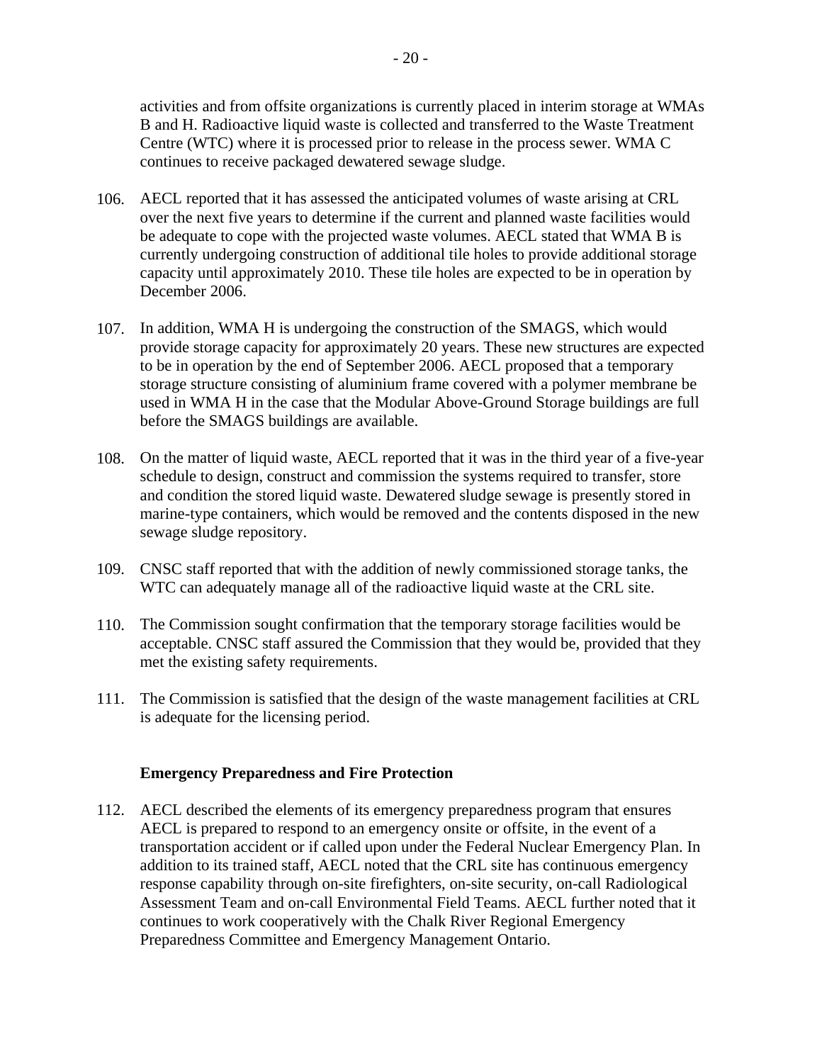activities and from offsite organizations is currently placed in interim storage at WMAs B and H. Radioactive liquid waste is collected and transferred to the Waste Treatment Centre (WTC) where it is processed prior to release in the process sewer. WMA C continues to receive packaged dewatered sewage sludge.

106. AECL reported that it has assessed the anticipated volumes of waste arising at CRL over the next five years to determine if the current and planned waste facilities would be adequate to cope with the projected waste volumes. AECL stated that WMA B is currently undergoing construction of additional tile holes to provide additional storage capacity until approximately 2010. These tile holes are expected to be in operation by December 2006.

107. In addition, WMA H is undergoing the construction of the SMAGS, which would provide storage capacity for approximately 20 years. These new structures are expected to be in operation by the end of September 2006. AECL proposed that a temporary storage structure consisting of aluminium frame covered with a polymer membrane be used in WMA H in the case that the Modular Above-Ground Storage buildings are full before the SMAGS buildings are available.

108. On the matter of liquid waste, AECL reported that it was in the third year of a five-year schedule to design, construct and commission the systems required to transfer, store and condition the stored liquid waste. Dewatered sludge sewage is presently stored in marine-type containers, which would be removed and the contents disposed in the new sewage sludge repository.

109. CNSC staff reported that with the addition of newly commissioned storage tanks, the WTC can adequately manage all of the radioactive liquid waste at the CRL site.

110. The Commission sought confirmation that the temporary storage facilities would be acceptable. CNSC staff assured the Commission that they would be, provided that they met the existing safety requirements.

111. The Commission is satisfied that the design of the waste management facilities at CRL is adequate for the licensing period.

### Emergency Preparedness and Fire Protection

112. AECL described the elements of its emergency preparedness program that ensures AECL is prepared to respond to an emergency onsite or offsite, in the event of a transportation accident or if called upon under the Federal Nuclear Emergency Plan. In addition to its trained staff, AECL noted that the CRL site has continuous emergency response capability through on-site firefighters, on-site security, on-call Radiological Assessment Team and on-call Environmental Field Teams. AECL further noted that it continues to work cooperatively with the Chalk River Regional Emergency Preparedness Committee and Emergency Management Ontario.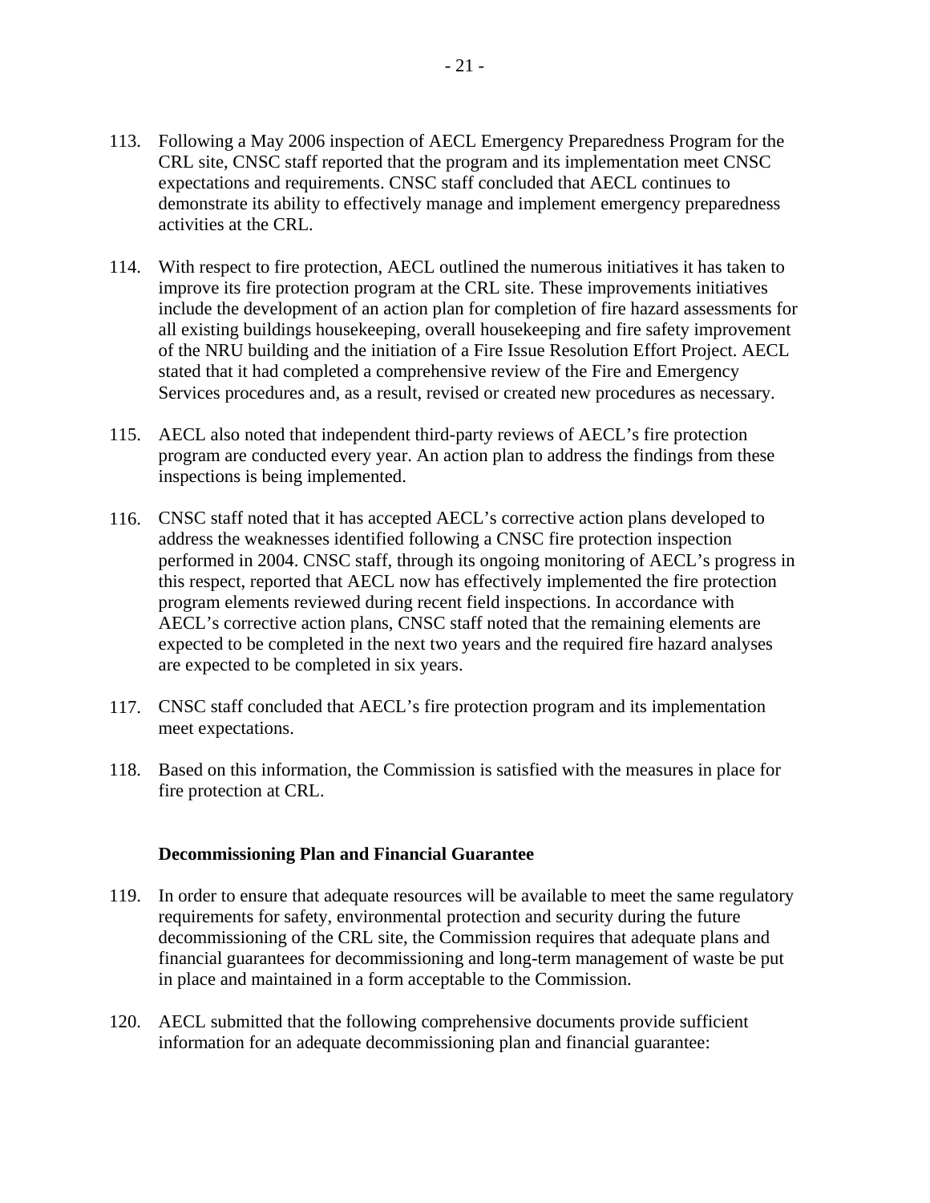113. Following a May 2006 inspection of AECL Emergency Preparedness Program for the CRL site, CNSC staff reported that the program and its implementation meet CNSC expectations and requirements. CNSC staff concluded that AECL continues to demonstrate its ability to effectively manage and implement emergency preparedness activities at the CRL.

114. With respect to fire protection, AECL outlined the numerous initiatives it has taken to improve its fire protection program at the CRL site. These improvements initiatives include the development of an action plan for completion of fire hazard assessments for all existing buildings housekeeping, overall housekeeping and fire safety improvement of the NRU building and the initiation of a Fire Issue Resolution Effort Project. AECL stated that it had completed a comprehensive review of the Fire and Emergency Services procedures and, as a result, revised or created new procedures as necessary.

115. AECL also noted that independent third-party reviews of AECL's fire protection program are conducted every year. An action plan to address the findings from these inspections is being implemented.

116. CNSC staff noted that it has accepted AECL's corrective action plans developed to address the weaknesses identified following a CNSC fire protection inspection performed in 2004. CNSC staff, through its ongoing monitoring of AECL's progress in this respect, reported that AECL now has effectively implemented the fire protection program elements reviewed during recent field inspections. In accordance with AECL's corrective action plans, CNSC staff noted that the remaining elements are expected to be completed in the next two years and the required fire hazard analyses are expected to be completed in six years.

117. CNSC staff concluded that AECL's fire protection program and its implementation meet expectations.

118. Based on this information, the Commission is satisfied with the measures in place for fire protection at CRL.

**Decommissioning Plan and Financial Guarantee**

119. In order to ensure that adequate resources will be available to meet the same regulatory requirements for safety, environmental protection and security during the future decommissioning of the CRL site, the Commission requires that adequate plans and financial guarantees for decommissioning and long-term management of waste be put in place and maintained in a form acceptable to the Commission.

120. AECL submitted that the following comprehensive documents provide sufficient information for an adequate decommissioning plan and financial guarantee: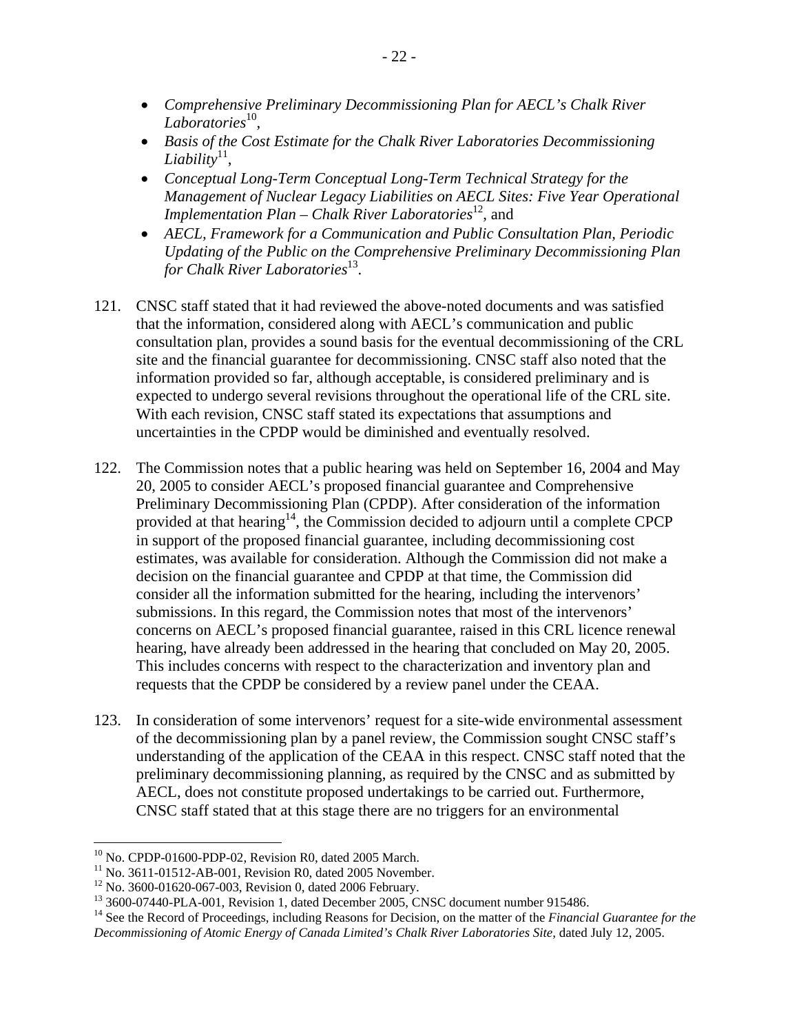- *Comprehensive Preliminary Decommissioning Plan for AECL's Chalk River Laboratories*[10],
- *Basis of the Cost Estimate for the Chalk River Laboratories Decommissioning Liability*[11],
- *Conceptual Long-Term Conceptual Long-Term Technical Strategy for the Management of Nuclear Legacy Liabilities on AECL Sites: Five Year Operational Implementation Plan – Chalk River Laboratories*[12], and
- *AECL, Framework for a Communication and Public Consultation Plan, Periodic Updating of the Public on the Comprehensive Preliminary Decommissioning Plan for Chalk River Laboratories*[13].

121. CNSC staff stated that it had reviewed the above-noted documents and was satisfied that the information, considered along with AECL's communication and public consultation plan, provides a sound basis for the eventual decommissioning of the CRL site and the financial guarantee for decommissioning. CNSC staff also noted that the information provided so far, although acceptable, is considered preliminary and is expected to undergo several revisions throughout the operational life of the CRL site. With each revision, CNSC staff stated its expectations that assumptions and uncertainties in the CPDP would be diminished and eventually resolved.

122. The Commission notes that a public hearing was held on September 16, 2004 and May 20, 2005 to consider AECL's proposed financial guarantee and Comprehensive Preliminary Decommissioning Plan (CPDP). After consideration of the information provided at that hearing[14], the Commission decided to adjourn until a complete CPCP in support of the proposed financial guarantee, including decommissioning cost estimates, was available for consideration. Although the Commission did not make a decision on the financial guarantee and CPDP at that time, the Commission did consider all the information submitted for the hearing, including the intervenors' submissions. In this regard, the Commission notes that most of the intervenors' concerns on AECL's proposed financial guarantee, raised in this CRL licence renewal hearing, have already been addressed in the hearing that concluded on May 20, 2005. This includes concerns with respect to the characterization and inventory plan and requests that the CPDP be considered by a review panel under the CEAA.

123. In consideration of some intervenors' request for a site-wide environmental assessment of the decommissioning plan by a panel review, the Commission sought CNSC staff's understanding of the application of the CEAA in this respect. CNSC staff noted that the preliminary decommissioning planning, as required by the CNSC and as submitted by AECL, does not constitute proposed undertakings to be carried out. Furthermore, CNSC staff stated that at this stage there are no triggers for an environmental

---

[10] No. CPDP-01600-PDP-02, Revision R0, dated 2005 March.

[11] No. 3611-01512-AB-001, Revision R0, dated 2005 November.

[12] No. 3600-01620-067-003, Revision 0, dated 2006 February.

[13] 3600-07440-PLA-001, Revision 1, dated December 2005, CNSC document number 915486.

[14] See the Record of Proceedings, including Reasons for Decision, on the matter of the *Financial Guarantee for the Decommissioning of Atomic Energy of Canada Limited's Chalk River Laboratories Site*, dated July 12, 2005.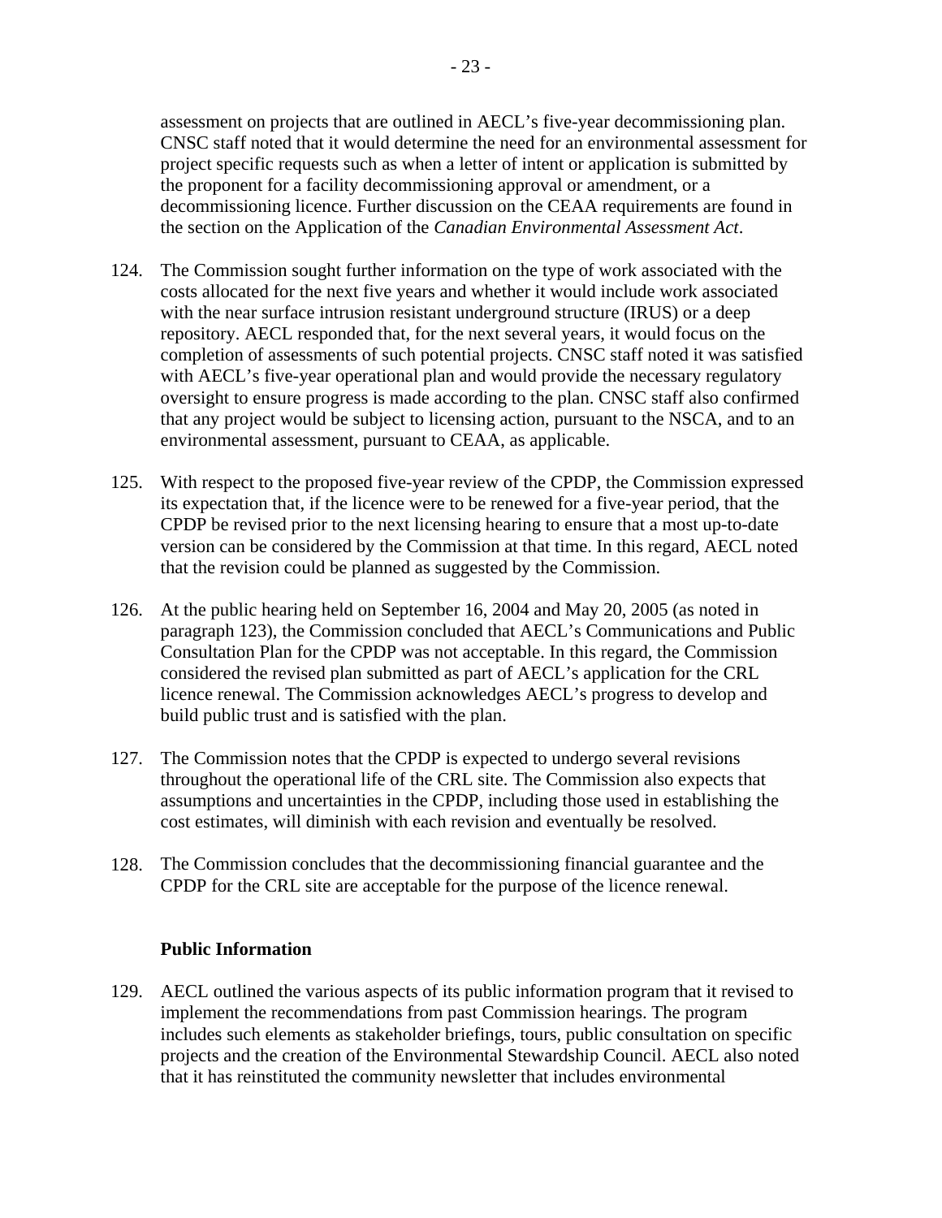assessment on projects that are outlined in AECL's five-year decommissioning plan. CNSC staff noted that it would determine the need for an environmental assessment for project specific requests such as when a letter of intent or application is submitted by the proponent for a facility decommissioning approval or amendment, or a decommissioning licence. Further discussion on the CEAA requirements are found in the section on the Application of the *Canadian Environmental Assessment Act*.

124. The Commission sought further information on the type of work associated with the costs allocated for the next five years and whether it would include work associated with the near surface intrusion resistant underground structure (IRUS) or a deep repository. AECL responded that, for the next several years, it would focus on the completion of assessments of such potential projects. CNSC staff noted it was satisfied with AECL's five-year operational plan and would provide the necessary regulatory oversight to ensure progress is made according to the plan. CNSC staff also confirmed that any project would be subject to licensing action, pursuant to the NSCA, and to an environmental assessment, pursuant to CEAA, as applicable.

125. With respect to the proposed five-year review of the CPDP, the Commission expressed its expectation that, if the licence were to be renewed for a five-year period, that the CPDP be revised prior to the next licensing hearing to ensure that a most up-to-date version can be considered by the Commission at that time. In this regard, AECL noted that the revision could be planned as suggested by the Commission.

126. At the public hearing held on September 16, 2004 and May 20, 2005 (as noted in paragraph 123), the Commission concluded that AECL's Communications and Public Consultation Plan for the CPDP was not acceptable. In this regard, the Commission considered the revised plan submitted as part of AECL's application for the CRL licence renewal. The Commission acknowledges AECL's progress to develop and build public trust and is satisfied with the plan.

127. The Commission notes that the CPDP is expected to undergo several revisions throughout the operational life of the CRL site. The Commission also expects that assumptions and uncertainties in the CPDP, including those used in establishing the cost estimates, will diminish with each revision and eventually be resolved.

128. The Commission concludes that the decommissioning financial guarantee and the CPDP for the CRL site are acceptable for the purpose of the licence renewal.

### Public Information

129. AECL outlined the various aspects of its public information program that it revised to implement the recommendations from past Commission hearings. The program includes such elements as stakeholder briefings, tours, public consultation on specific projects and the creation of the Environmental Stewardship Council. AECL also noted that it has reinstituted the community newsletter that includes environmental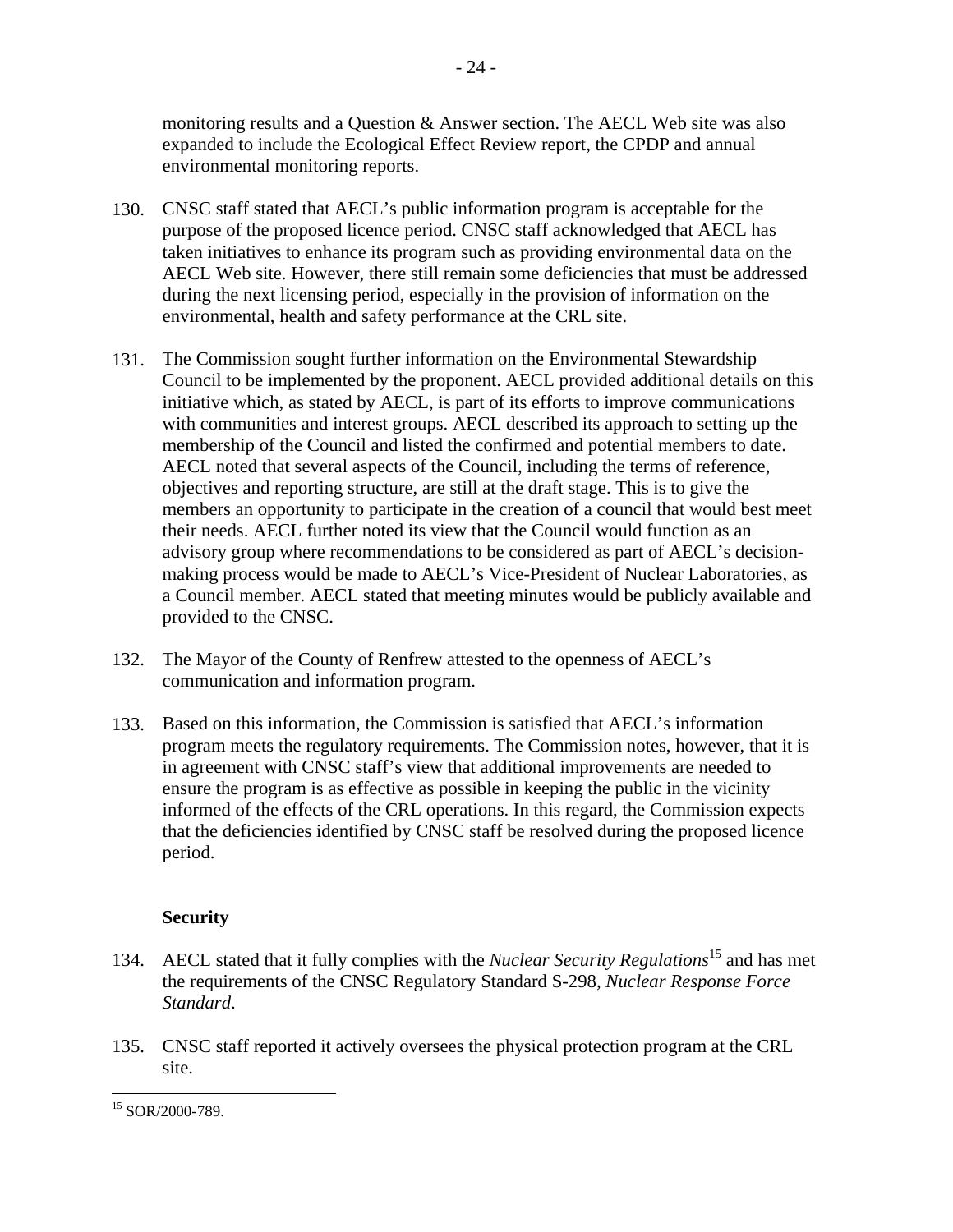monitoring results and a Question & Answer section. The AECL Web site was also expanded to include the Ecological Effect Review report, the CPDP and annual environmental monitoring reports.

130. CNSC staff stated that AECL's public information program is acceptable for the purpose of the proposed licence period. CNSC staff acknowledged that AECL has taken initiatives to enhance its program such as providing environmental data on the AECL Web site. However, there still remain some deficiencies that must be addressed during the next licensing period, especially in the provision of information on the environmental, health and safety performance at the CRL site.

131. The Commission sought further information on the Environmental Stewardship Council to be implemented by the proponent. AECL provided additional details on this initiative which, as stated by AECL, is part of its efforts to improve communications with communities and interest groups. AECL described its approach to setting up the membership of the Council and listed the confirmed and potential members to date. AECL noted that several aspects of the Council, including the terms of reference, objectives and reporting structure, are still at the draft stage. This is to give the members an opportunity to participate in the creation of a council that would best meet their needs. AECL further noted its view that the Council would function as an advisory group where recommendations to be considered as part of AECL's decision-making process would be made to AECL's Vice-President of Nuclear Laboratories, as a Council member. AECL stated that meeting minutes would be publicly available and provided to the CNSC.

132. The Mayor of the County of Renfrew attested to the openness of AECL's communication and information program.

133. Based on this information, the Commission is satisfied that AECL's information program meets the regulatory requirements. The Commission notes, however, that it is in agreement with CNSC staff's view that additional improvements are needed to ensure the program is as effective as possible in keeping the public in the vicinity informed of the effects of the CRL operations. In this regard, the Commission expects that the deficiencies identified by CNSC staff be resolved during the proposed licence period.

### Security

134. AECL stated that it fully complies with the *Nuclear Security Regulations*[15] and has met the requirements of the CNSC Regulatory Standard S-298, *Nuclear Response Force Standard*.

135. CNSC staff reported it actively oversees the physical protection program at the CRL site.

---

[15] SOR/2000-789.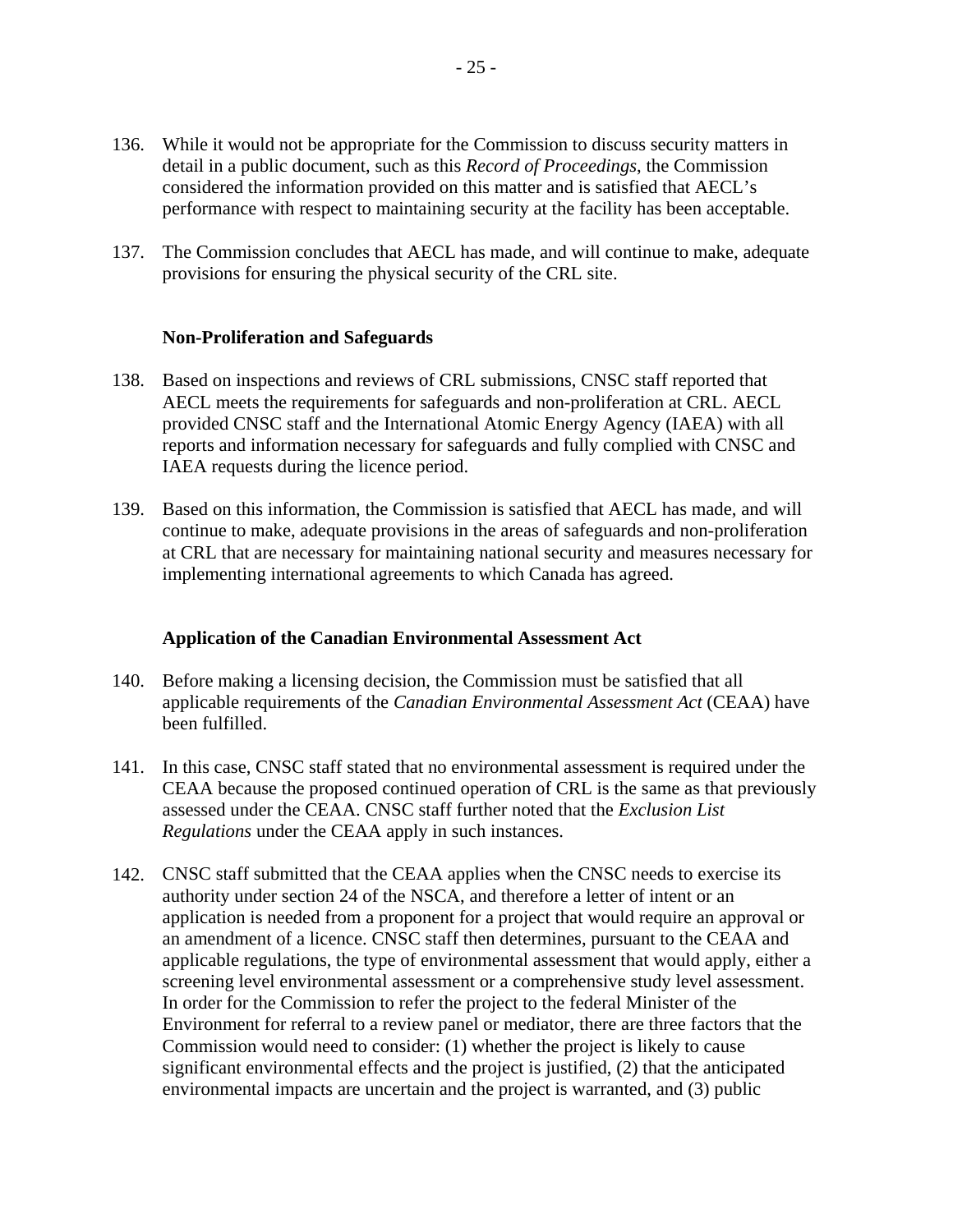136. While it would not be appropriate for the Commission to discuss security matters in detail in a public document, such as this *Record of Proceedings*, the Commission considered the information provided on this matter and is satisfied that AECL's performance with respect to maintaining security at the facility has been acceptable.

137. The Commission concludes that AECL has made, and will continue to make, adequate provisions for ensuring the physical security of the CRL site.

**Non-Proliferation and Safeguards**

138. Based on inspections and reviews of CRL submissions, CNSC staff reported that AECL meets the requirements for safeguards and non-proliferation at CRL. AECL provided CNSC staff and the International Atomic Energy Agency (IAEA) with all reports and information necessary for safeguards and fully complied with CNSC and IAEA requests during the licence period.

139. Based on this information, the Commission is satisfied that AECL has made, and will continue to make, adequate provisions in the areas of safeguards and non-proliferation at CRL that are necessary for maintaining national security and measures necessary for implementing international agreements to which Canada has agreed.

**Application of the Canadian Environmental Assessment Act**

140. Before making a licensing decision, the Commission must be satisfied that all applicable requirements of the *Canadian Environmental Assessment Act* (CEAA) have been fulfilled.

141. In this case, CNSC staff stated that no environmental assessment is required under the CEAA because the proposed continued operation of CRL is the same as that previously assessed under the CEAA. CNSC staff further noted that the *Exclusion List Regulations* under the CEAA apply in such instances.

142. CNSC staff submitted that the CEAA applies when the CNSC needs to exercise its authority under section 24 of the NSCA, and therefore a letter of intent or an application is needed from a proponent for a project that would require an approval or an amendment of a licence. CNSC staff then determines, pursuant to the CEAA and applicable regulations, the type of environmental assessment that would apply, either a screening level environmental assessment or a comprehensive study level assessment. In order for the Commission to refer the project to the federal Minister of the Environment for referral to a review panel or mediator, there are three factors that the Commission would need to consider: (1) whether the project is likely to cause significant environmental effects and the project is justified, (2) that the anticipated environmental impacts are uncertain and the project is warranted, and (3) public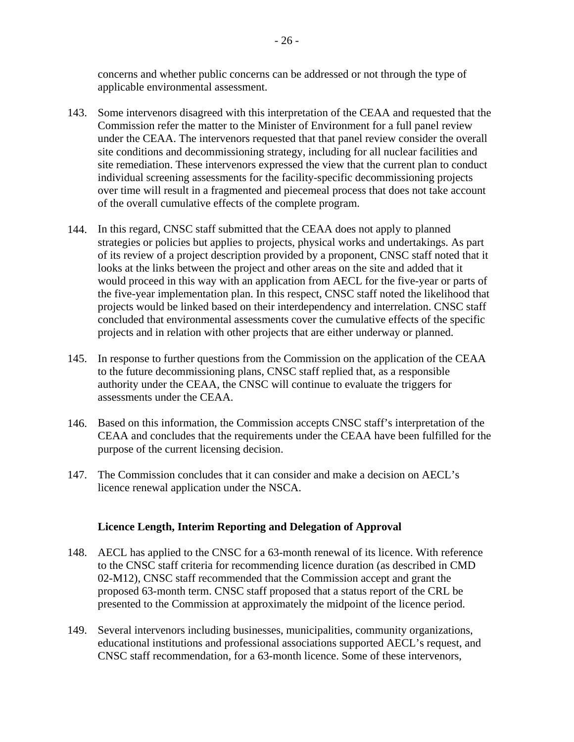concerns and whether public concerns can be addressed or not through the type of applicable environmental assessment.

143. Some intervenors disagreed with this interpretation of the CEAA and requested that the Commission refer the matter to the Minister of Environment for a full panel review under the CEAA. The intervenors requested that that panel review consider the overall site conditions and decommissioning strategy, including for all nuclear facilities and site remediation. These intervenors expressed the view that the current plan to conduct individual screening assessments for the facility-specific decommissioning projects over time will result in a fragmented and piecemeal process that does not take account of the overall cumulative effects of the complete program.

144. In this regard, CNSC staff submitted that the CEAA does not apply to planned strategies or policies but applies to projects, physical works and undertakings. As part of its review of a project description provided by a proponent, CNSC staff noted that it looks at the links between the project and other areas on the site and added that it would proceed in this way with an application from AECL for the five-year or parts of the five-year implementation plan. In this respect, CNSC staff noted the likelihood that projects would be linked based on their interdependency and interrelation. CNSC staff concluded that environmental assessments cover the cumulative effects of the specific projects and in relation with other projects that are either underway or planned.

145. In response to further questions from the Commission on the application of the CEAA to the future decommissioning plans, CNSC staff replied that, as a responsible authority under the CEAA, the CNSC will continue to evaluate the triggers for assessments under the CEAA.

146. Based on this information, the Commission accepts CNSC staff's interpretation of the CEAA and concludes that the requirements under the CEAA have been fulfilled for the purpose of the current licensing decision.

147. The Commission concludes that it can consider and make a decision on AECL's licence renewal application under the NSCA.

### Licence Length, Interim Reporting and Delegation of Approval

148. AECL has applied to the CNSC for a 63-month renewal of its licence. With reference to the CNSC staff criteria for recommending licence duration (as described in CMD 02-M12), CNSC staff recommended that the Commission accept and grant the proposed 63-month term. CNSC staff proposed that a status report of the CRL be presented to the Commission at approximately the midpoint of the licence period.

149. Several intervenors including businesses, municipalities, community organizations, educational institutions and professional associations supported AECL's request, and CNSC staff recommendation, for a 63-month licence. Some of these intervenors,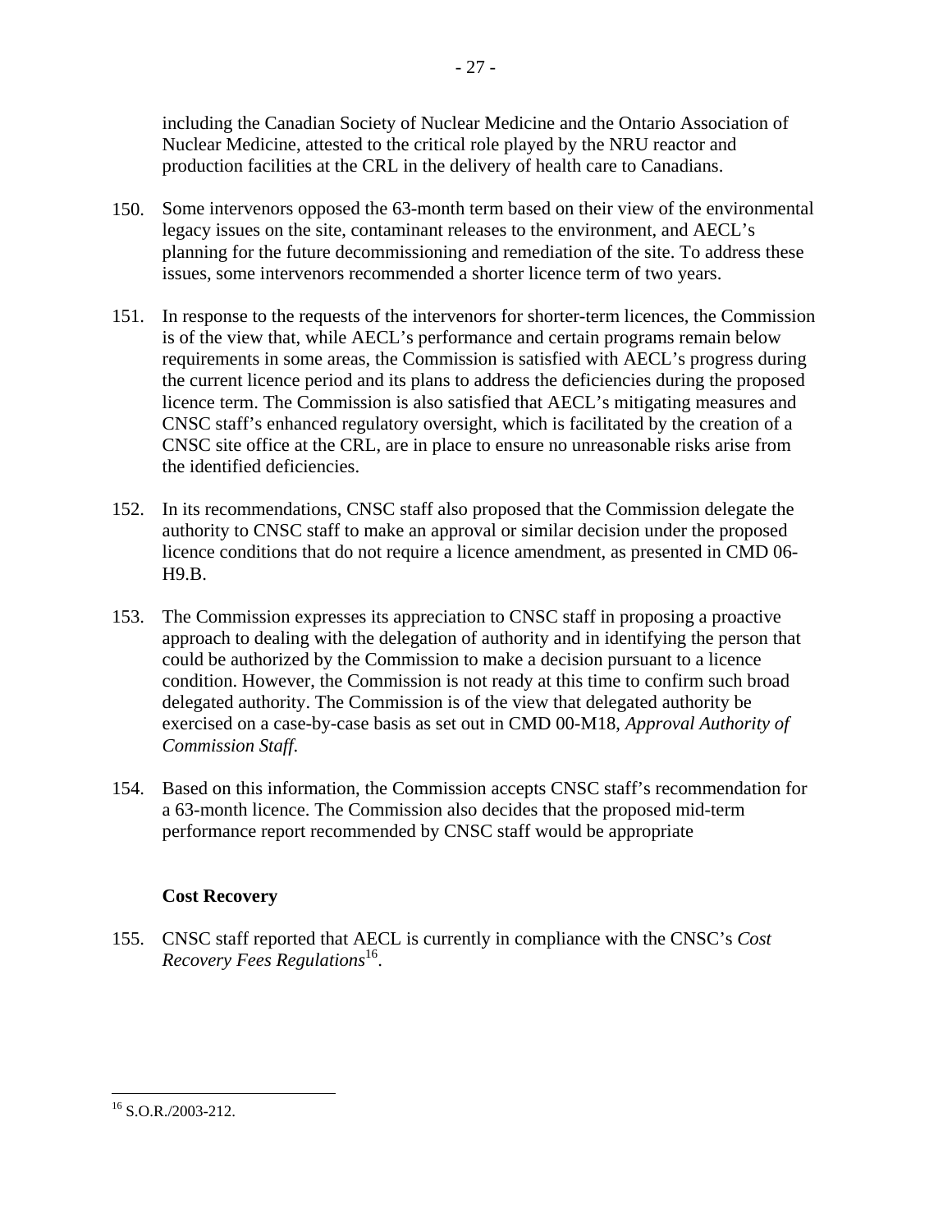including the Canadian Society of Nuclear Medicine and the Ontario Association of Nuclear Medicine, attested to the critical role played by the NRU reactor and production facilities at the CRL in the delivery of health care to Canadians.

150. Some intervenors opposed the 63-month term based on their view of the environmental legacy issues on the site, contaminant releases to the environment, and AECL's planning for the future decommissioning and remediation of the site. To address these issues, some intervenors recommended a shorter licence term of two years.

151. In response to the requests of the intervenors for shorter-term licences, the Commission is of the view that, while AECL's performance and certain programs remain below requirements in some areas, the Commission is satisfied with AECL's progress during the current licence period and its plans to address the deficiencies during the proposed licence term. The Commission is also satisfied that AECL's mitigating measures and CNSC staff's enhanced regulatory oversight, which is facilitated by the creation of a CNSC site office at the CRL, are in place to ensure no unreasonable risks arise from the identified deficiencies.

152. In its recommendations, CNSC staff also proposed that the Commission delegate the authority to CNSC staff to make an approval or similar decision under the proposed licence conditions that do not require a licence amendment, as presented in CMD 06-H9.B.

153. The Commission expresses its appreciation to CNSC staff in proposing a proactive approach to dealing with the delegation of authority and in identifying the person that could be authorized by the Commission to make a decision pursuant to a licence condition. However, the Commission is not ready at this time to confirm such broad delegated authority. The Commission is of the view that delegated authority be exercised on a case-by-case basis as set out in CMD 00-M18, *Approval Authority of Commission Staff*.

154. Based on this information, the Commission accepts CNSC staff's recommendation for a 63-month licence. The Commission also decides that the proposed mid-term performance report recommended by CNSC staff would be appropriate

**Cost Recovery**

155. CNSC staff reported that AECL is currently in compliance with the CNSC's *Cost Recovery Fees Regulations*[16].

[16] S.O.R./2003-212.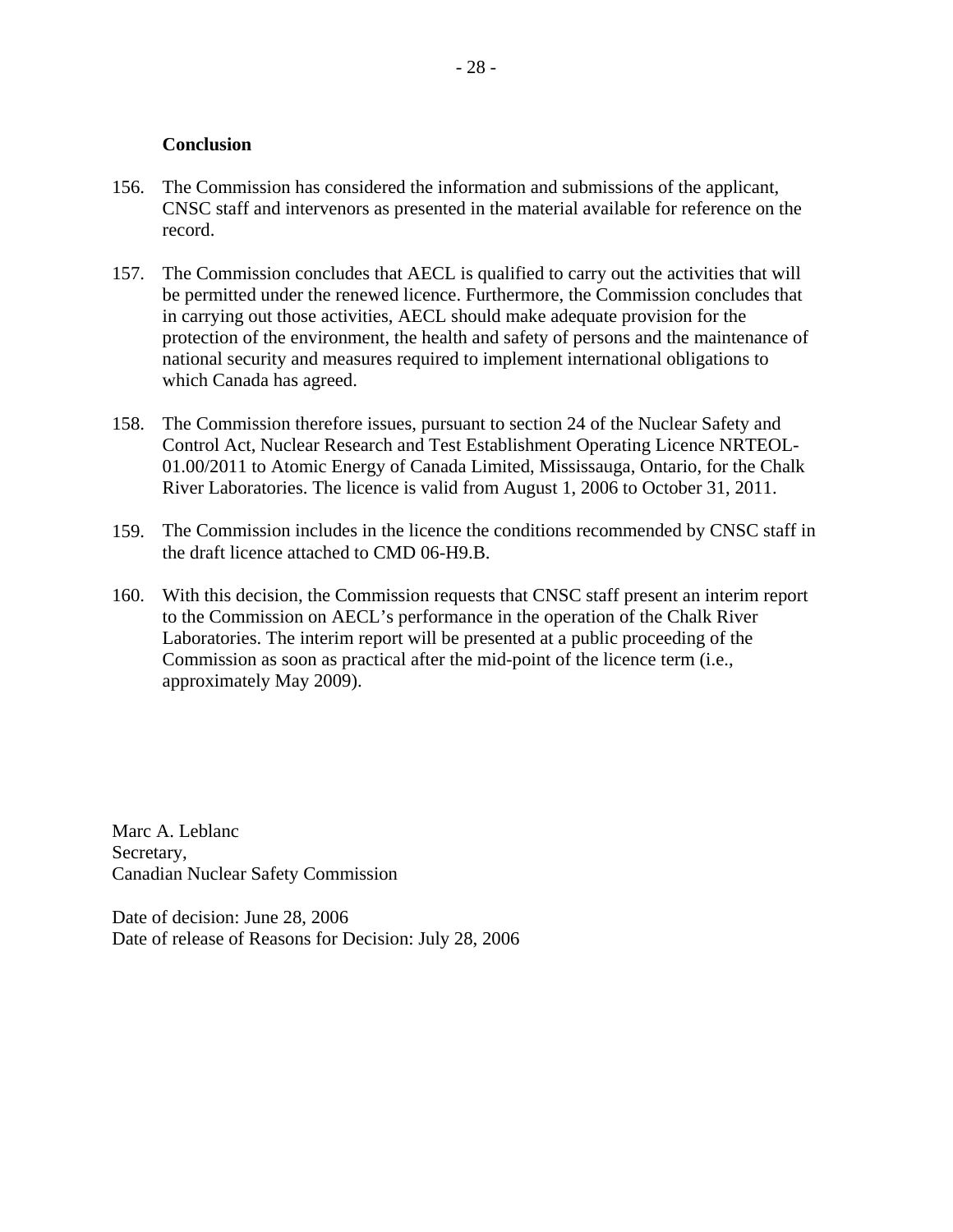**Conclusion**

156. The Commission has considered the information and submissions of the applicant, CNSC staff and intervenors as presented in the material available for reference on the record.

157. The Commission concludes that AECL is qualified to carry out the activities that will be permitted under the renewed licence. Furthermore, the Commission concludes that in carrying out those activities, AECL should make adequate provision for the protection of the environment, the health and safety of persons and the maintenance of national security and measures required to implement international obligations to which Canada has agreed.

158. The Commission therefore issues, pursuant to section 24 of the Nuclear Safety and Control Act, Nuclear Research and Test Establishment Operating Licence NRTEOL-01.00/2011 to Atomic Energy of Canada Limited, Mississauga, Ontario, for the Chalk River Laboratories. The licence is valid from August 1, 2006 to October 31, 2011.

159. The Commission includes in the licence the conditions recommended by CNSC staff in the draft licence attached to CMD 06-H9.B.

160. With this decision, the Commission requests that CNSC staff present an interim report to the Commission on AECL's performance in the operation of the Chalk River Laboratories. The interim report will be presented at a public proceeding of the Commission as soon as practical after the mid-point of the licence term (i.e., approximately May 2009).

Marc A. Leblanc
Secretary,
Canadian Nuclear Safety Commission

Date of decision: June 28, 2006
Date of release of Reasons for Decision: July 28, 2006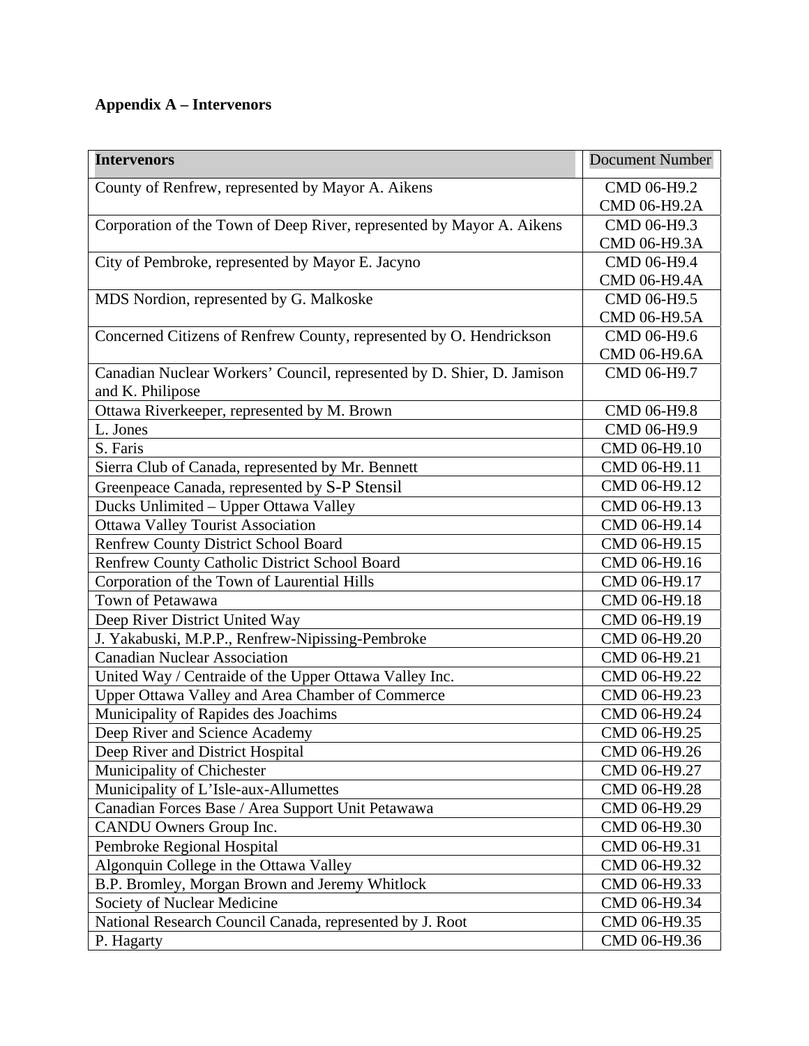**Appendix A – Intervenors**

| Intervenors | Document Number |
|---|---|
| County of Renfrew, represented by Mayor A. Aikens | CMD 06-H9.2<br>CMD 06-H9.2A |
| Corporation of the Town of Deep River, represented by Mayor A. Aikens | CMD 06-H9.3<br>CMD 06-H9.3A |
| City of Pembroke, represented by Mayor E. Jacyno | CMD 06-H9.4<br>CMD 06-H9.4A |
| MDS Nordion, represented by G. Malkoske | CMD 06-H9.5<br>CMD 06-H9.5A |
| Concerned Citizens of Renfrew County, represented by O. Hendrickson | CMD 06-H9.6<br>CMD 06-H9.6A |
| Canadian Nuclear Workers' Council, represented by D. Shier, D. Jamison and K. Philipose | CMD 06-H9.7 |
| Ottawa Riverkeeper, represented by M. Brown | CMD 06-H9.8 |
| L. Jones | CMD 06-H9.9 |
| S. Faris | CMD 06-H9.10 |
| Sierra Club of Canada, represented by Mr. Bennett | CMD 06-H9.11 |
| Greenpeace Canada, represented by S-P Stensil | CMD 06-H9.12 |
| Ducks Unlimited – Upper Ottawa Valley | CMD 06-H9.13 |
| Ottawa Valley Tourist Association | CMD 06-H9.14 |
| Renfrew County District School Board | CMD 06-H9.15 |
| Renfrew County Catholic District School Board | CMD 06-H9.16 |
| Corporation of the Town of Laurential Hills | CMD 06-H9.17 |
| Town of Petawawa | CMD 06-H9.18 |
| Deep River District United Way | CMD 06-H9.19 |
| J. Yakabuski, M.P.P., Renfrew-Nipissing-Pembroke | CMD 06-H9.20 |
| Canadian Nuclear Association | CMD 06-H9.21 |
| United Way / Centraide of the Upper Ottawa Valley Inc. | CMD 06-H9.22 |
| Upper Ottawa Valley and Area Chamber of Commerce | CMD 06-H9.23 |
| Municipality of Rapides des Joachims | CMD 06-H9.24 |
| Deep River and Science Academy | CMD 06-H9.25 |
| Deep River and District Hospital | CMD 06-H9.26 |
| Municipality of Chichester | CMD 06-H9.27 |
| Municipality of L'Isle-aux-Allumettes | CMD 06-H9.28 |
| Canadian Forces Base / Area Support Unit Petawawa | CMD 06-H9.29 |
| CANDU Owners Group Inc. | CMD 06-H9.30 |
| Pembroke Regional Hospital | CMD 06-H9.31 |
| Algonquin College in the Ottawa Valley | CMD 06-H9.32 |
| B.P. Bromley, Morgan Brown and Jeremy Whitlock | CMD 06-H9.33 |
| Society of Nuclear Medicine | CMD 06-H9.34 |
| National Research Council Canada, represented by J. Root | CMD 06-H9.35 |
| P. Hagarty | CMD 06-H9.36 |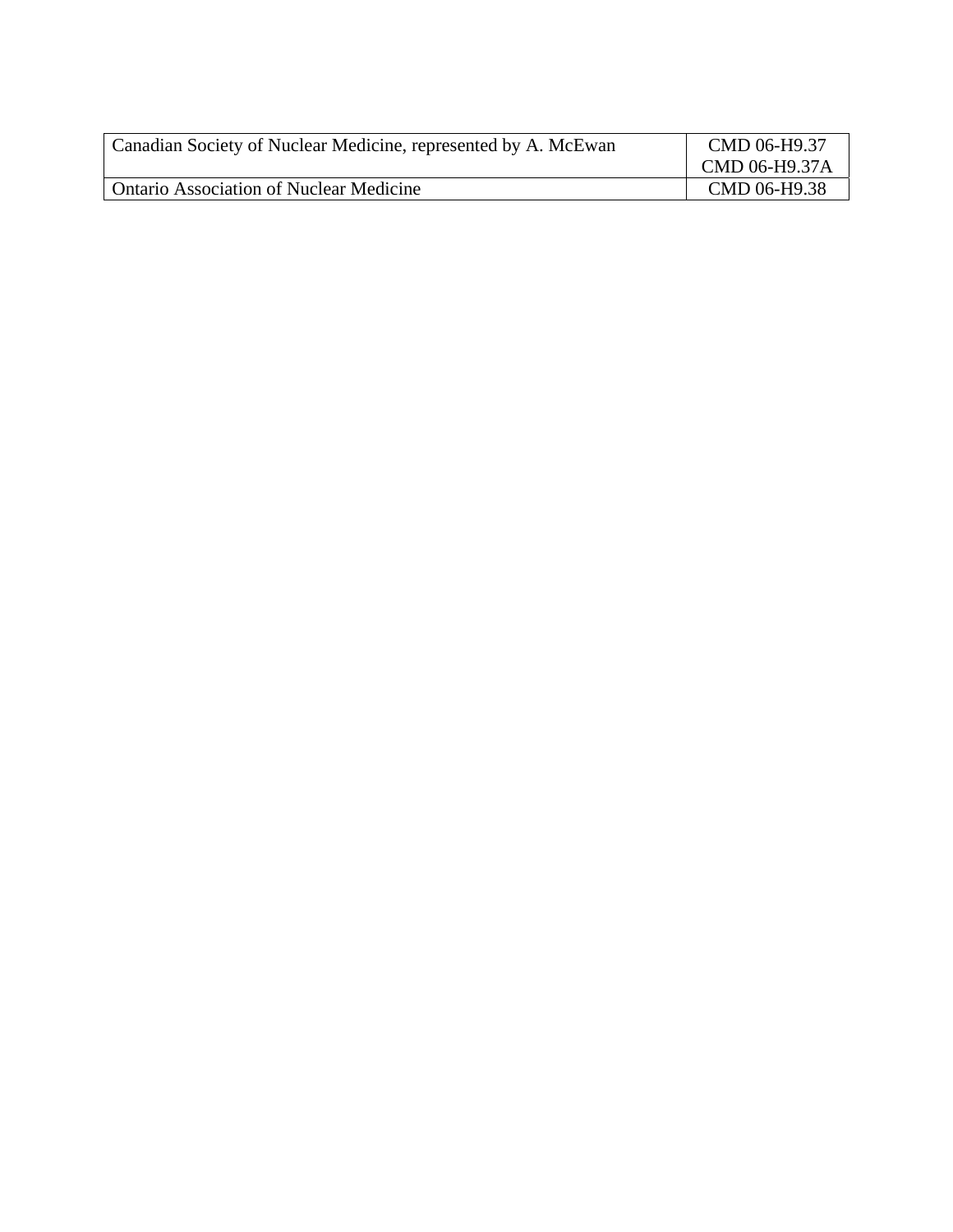| | |
|---|---|
| Canadian Society of Nuclear Medicine, represented by A. McEwan | CMD 06-H9.37<br>CMD 06-H9.37A |
| Ontario Association of Nuclear Medicine | CMD 06-H9.38 |